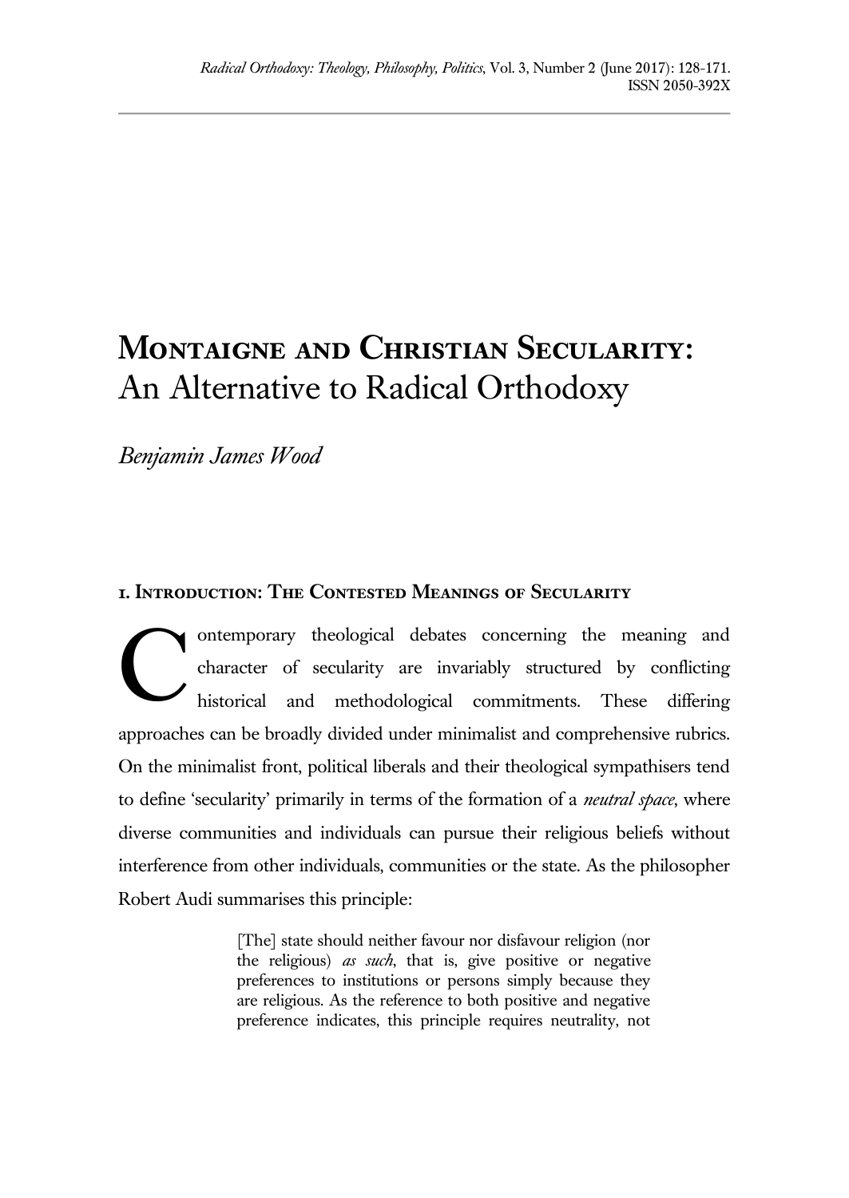# Montaigne and Christian Secularity: An Alternative to Radical Orthodoxy

*Benjamin James Wood*

## 1. Introduction: The Contested Meanings of Secularity

Contemporary theological debates concerning the meaning and character of secularity are invariably structured by conflicting historical and methodological commitments. These differing approaches can be broadly divided under minimalist and comprehensive rubrics. On the minimalist front, political liberals and their theological sympathisers tend to define 'secularity' primarily in terms of the formation of a *neutral space*, where diverse communities and individuals can pursue their religious beliefs without interference from other individuals, communities or the state. As the philosopher Robert Audi summarises this principle:

> [The] state should neither favour nor disfavour religion (nor the religious) *as such*, that is, give positive or negative preferences to institutions or persons simply because they are religious. As the reference to both positive and negative preference indicates, this principle requires neutrality, not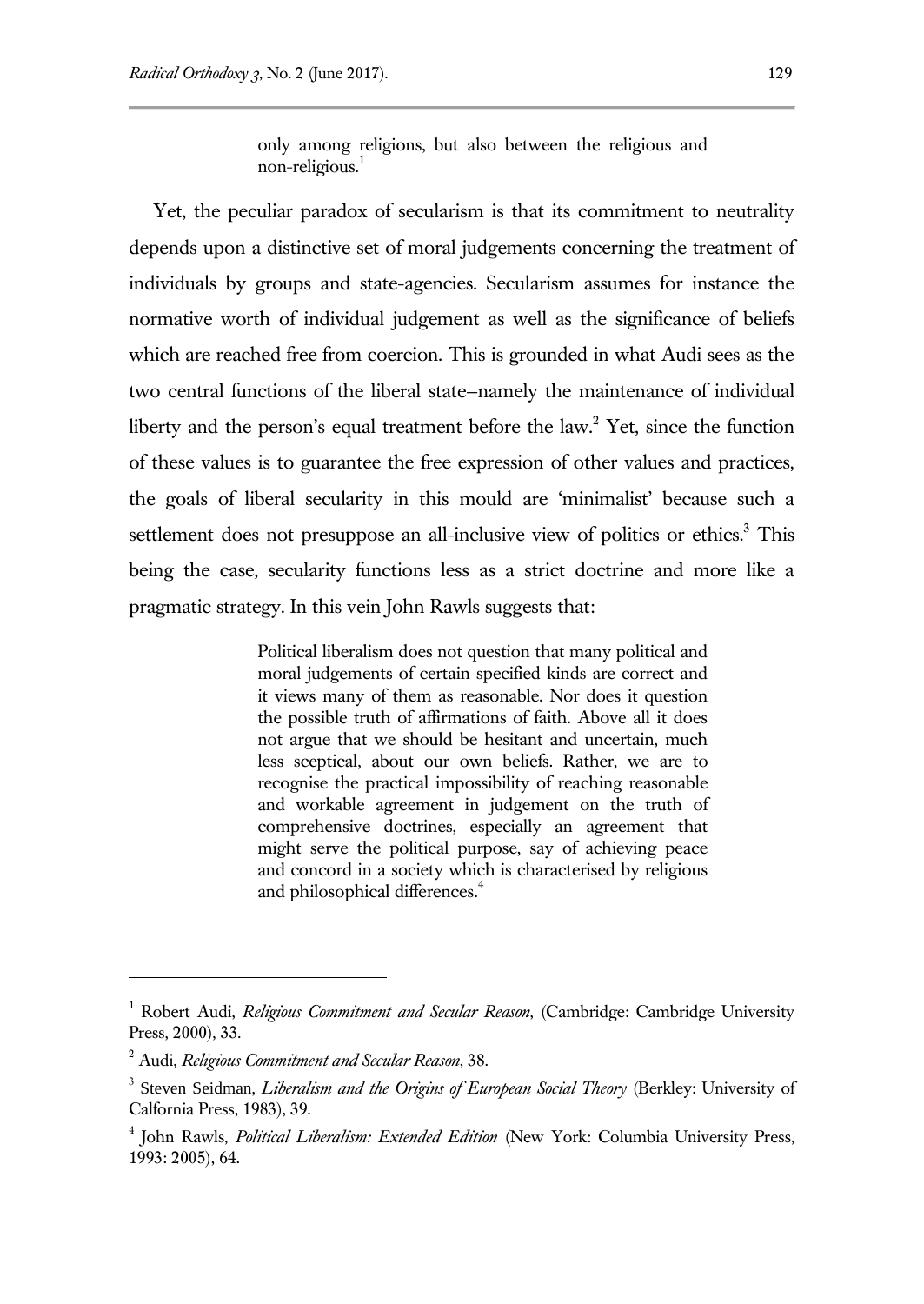> only among religions, but also between the religious and non-religious.[1]

Yet, the peculiar paradox of secularism is that its commitment to neutrality depends upon a distinctive set of moral judgements concerning the treatment of individuals by groups and state-agencies. Secularism assumes for instance the normative worth of individual judgement as well as the significance of beliefs which are reached free from coercion. This is grounded in what Audi sees as the two central functions of the liberal state–namely the maintenance of individual liberty and the person's equal treatment before the law.[2] Yet, since the function of these values is to guarantee the free expression of other values and practices, the goals of liberal secularity in this mould are 'minimalist' because such a settlement does not presuppose an all-inclusive view of politics or ethics.[3] This being the case, secularity functions less as a strict doctrine and more like a pragmatic strategy. In this vein John Rawls suggests that:

> Political liberalism does not question that many political and moral judgements of certain specified kinds are correct and it views many of them as reasonable. Nor does it question the possible truth of affirmations of faith. Above all it does not argue that we should be hesitant and uncertain, much less sceptical, about our own beliefs. Rather, we are to recognise the practical impossibility of reaching reasonable and workable agreement in judgement on the truth of comprehensive doctrines, especially an agreement that might serve the political purpose, say of achieving peace and concord in a society which is characterised by religious and philosophical differences.[4]

---

[1] Robert Audi, *Religious Commitment and Secular Reason*, (Cambridge: Cambridge University Press, 2000), 33.

[2] Audi, *Religious Commitment and Secular Reason*, 38.

[3] Steven Seidman, *Liberalism and the Origins of European Social Theory* (Berkley: University of Calfornia Press, 1983), 39.

[4] John Rawls, *Political Liberalism: Extended Edition* (New York: Columbia University Press, 1993: 2005), 64.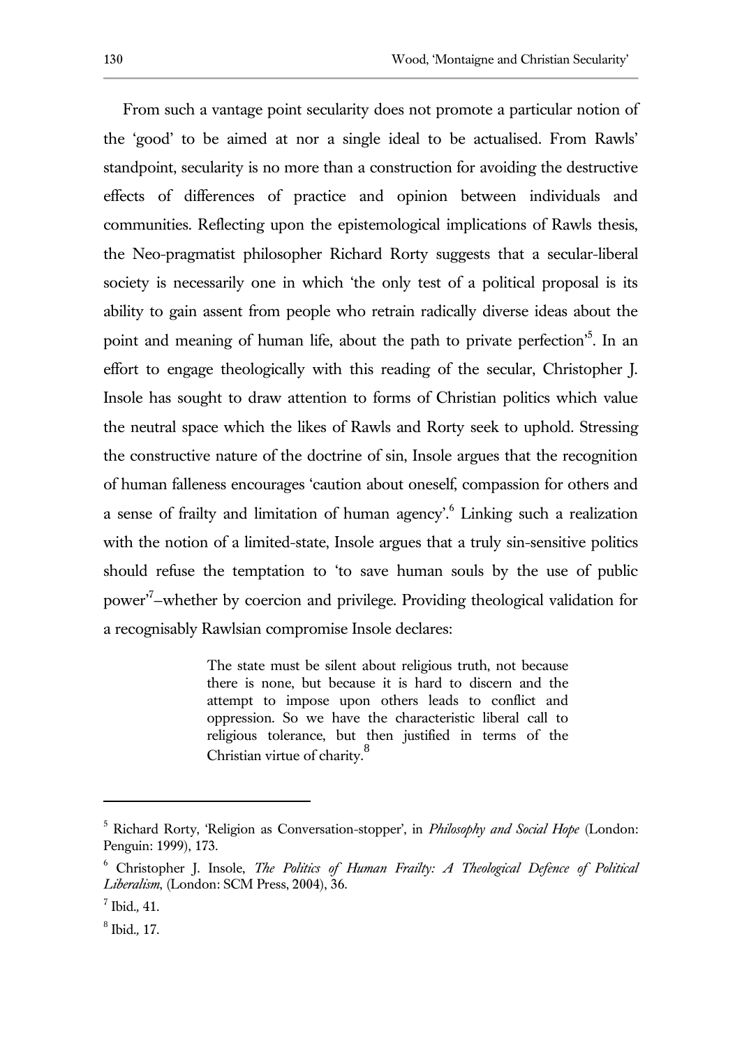From such a vantage point secularity does not promote a particular notion of the 'good' to be aimed at nor a single ideal to be actualised. From Rawls' standpoint, secularity is no more than a construction for avoiding the destructive effects of differences of practice and opinion between individuals and communities. Reflecting upon the epistemological implications of Rawls thesis, the Neo-pragmatist philosopher Richard Rorty suggests that a secular-liberal society is necessarily one in which 'the only test of a political proposal is its ability to gain assent from people who retrain radically diverse ideas about the point and meaning of human life, about the path to private perfection'[5]. In an effort to engage theologically with this reading of the secular, Christopher J. Insole has sought to draw attention to forms of Christian politics which value the neutral space which the likes of Rawls and Rorty seek to uphold. Stressing the constructive nature of the doctrine of sin, Insole argues that the recognition of human falleness encourages 'caution about oneself, compassion for others and a sense of frailty and limitation of human agency'.[6] Linking such a realization with the notion of a limited-state, Insole argues that a truly sin-sensitive politics should refuse the temptation to 'to save human souls by the use of public power'[7]–whether by coercion and privilege. Providing theological validation for a recognisably Rawlsian compromise Insole declares:

> The state must be silent about religious truth, not because there is none, but because it is hard to discern and the attempt to impose upon others leads to conflict and oppression. So we have the characteristic liberal call to religious tolerance, but then justified in terms of the Christian virtue of charity.[8]

---

[5] Richard Rorty, 'Religion as Conversation-stopper', in *Philosophy and Social Hope* (London: Penguin: 1999), 173.

[6] Christopher J. Insole, *The Politics of Human Frailty: A Theological Defence of Political Liberalism*, (London: SCM Press, 2004), 36.

[7] Ibid., 41.

[8] Ibid., 17.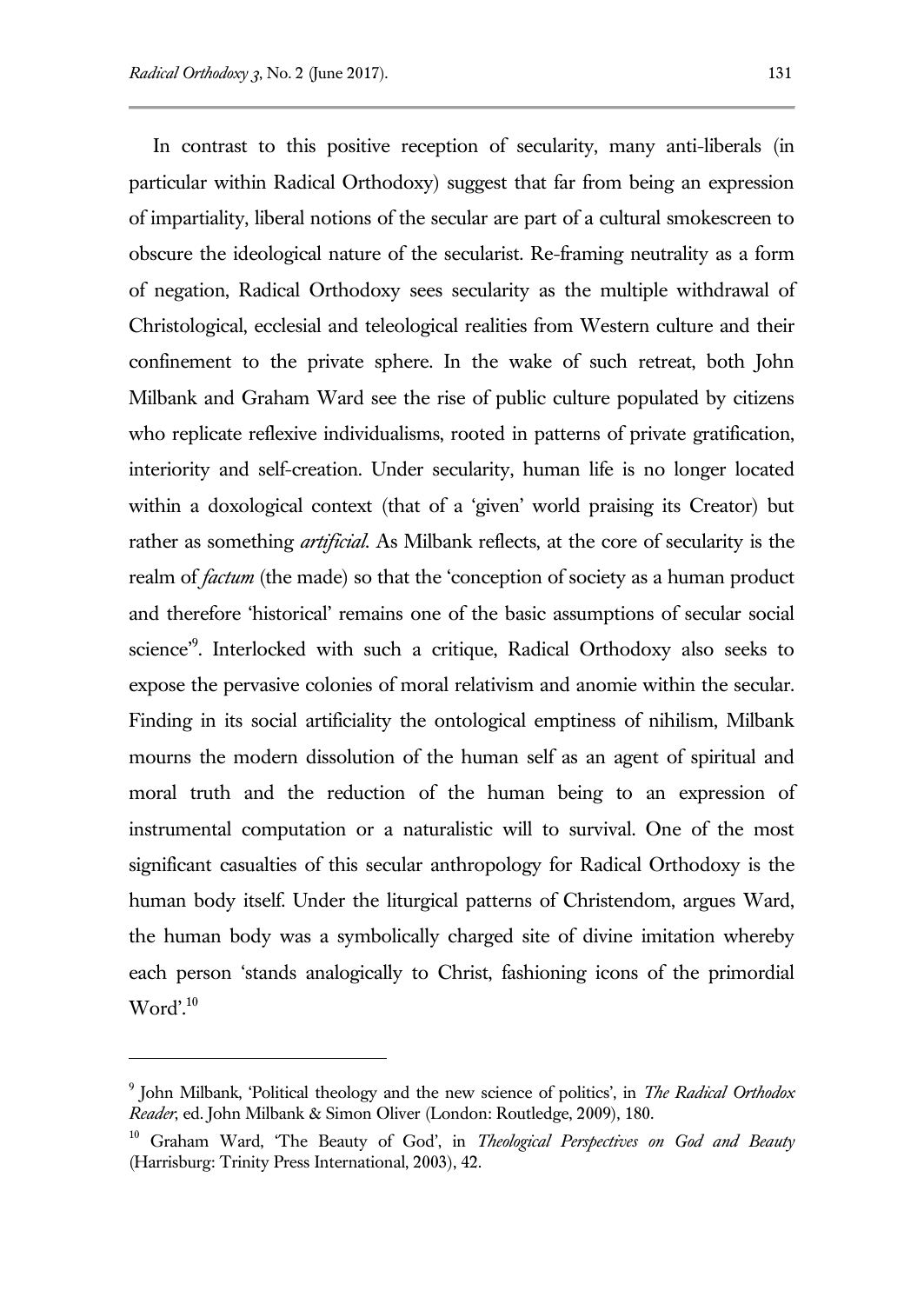In contrast to this positive reception of secularity, many anti-liberals (in particular within Radical Orthodoxy) suggest that far from being an expression of impartiality, liberal notions of the secular are part of a cultural smokescreen to obscure the ideological nature of the secularist. Re-framing neutrality as a form of negation, Radical Orthodoxy sees secularity as the multiple withdrawal of Christological, ecclesial and teleological realities from Western culture and their confinement to the private sphere. In the wake of such retreat, both John Milbank and Graham Ward see the rise of public culture populated by citizens who replicate reflexive individualisms, rooted in patterns of private gratification, interiority and self-creation. Under secularity, human life is no longer located within a doxological context (that of a 'given' world praising its Creator) but rather as something *artificial*. As Milbank reflects, at the core of secularity is the realm of *factum* (the made) so that the 'conception of society as a human product and therefore 'historical' remains one of the basic assumptions of secular social science'[9]. Interlocked with such a critique, Radical Orthodoxy also seeks to expose the pervasive colonies of moral relativism and anomie within the secular. Finding in its social artificiality the ontological emptiness of nihilism, Milbank mourns the modern dissolution of the human self as an agent of spiritual and moral truth and the reduction of the human being to an expression of instrumental computation or a naturalistic will to survival. One of the most significant casualties of this secular anthropology for Radical Orthodoxy is the human body itself. Under the liturgical patterns of Christendom, argues Ward, the human body was a symbolically charged site of divine imitation whereby each person 'stands analogically to Christ, fashioning icons of the primordial Word'.[10]

---

[9] John Milbank, 'Political theology and the new science of politics', in *The Radical Orthodox Reader*, ed. John Milbank & Simon Oliver (London: Routledge, 2009), 180.

[10] Graham Ward, 'The Beauty of God', in *Theological Perspectives on God and Beauty* (Harrisburg: Trinity Press International, 2003), 42.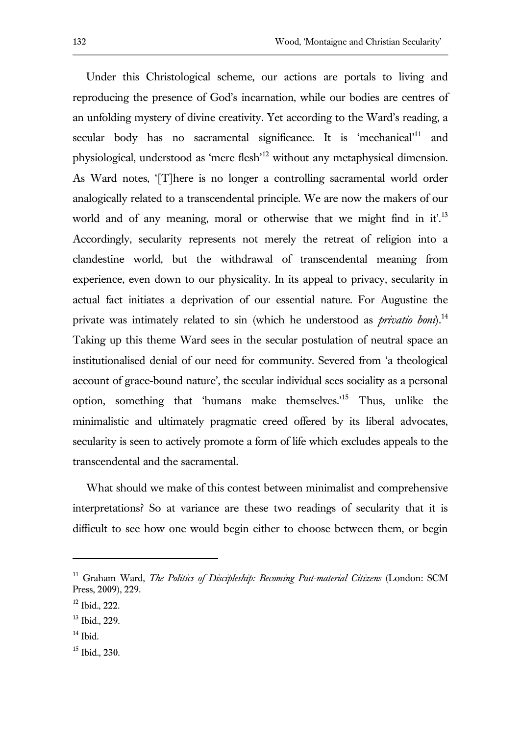Under this Christological scheme, our actions are portals to living and reproducing the presence of God's incarnation, while our bodies are centres of an unfolding mystery of divine creativity. Yet according to the Ward's reading, a secular body has no sacramental significance. It is 'mechanical'[11] and physiological, understood as 'mere flesh'[12] without any metaphysical dimension. As Ward notes, '[T]here is no longer a controlling sacramental world order analogically related to a transcendental principle. We are now the makers of our world and of any meaning, moral or otherwise that we might find in it'.[13] Accordingly, secularity represents not merely the retreat of religion into a clandestine world, but the withdrawal of transcendental meaning from experience, even down to our physicality. In its appeal to privacy, secularity in actual fact initiates a deprivation of our essential nature. For Augustine the private was intimately related to sin (which he understood as *privatio boni*).[14] Taking up this theme Ward sees in the secular postulation of neutral space an institutionalised denial of our need for community. Severed from 'a theological account of grace-bound nature', the secular individual sees sociality as a personal option, something that 'humans make themselves.'[15] Thus, unlike the minimalistic and ultimately pragmatic creed offered by its liberal advocates, secularity is seen to actively promote a form of life which excludes appeals to the transcendental and the sacramental.

What should we make of this contest between minimalist and comprehensive interpretations? So at variance are these two readings of secularity that it is difficult to see how one would begin either to choose between them, or begin

---

[11] Graham Ward, *The Politics of Discipleship: Becoming Post-material Citizens* (London: SCM Press, 2009), 229.

[12] Ibid., 222.

[13] Ibid., 229.

[14] Ibid.

[15] Ibid., 230.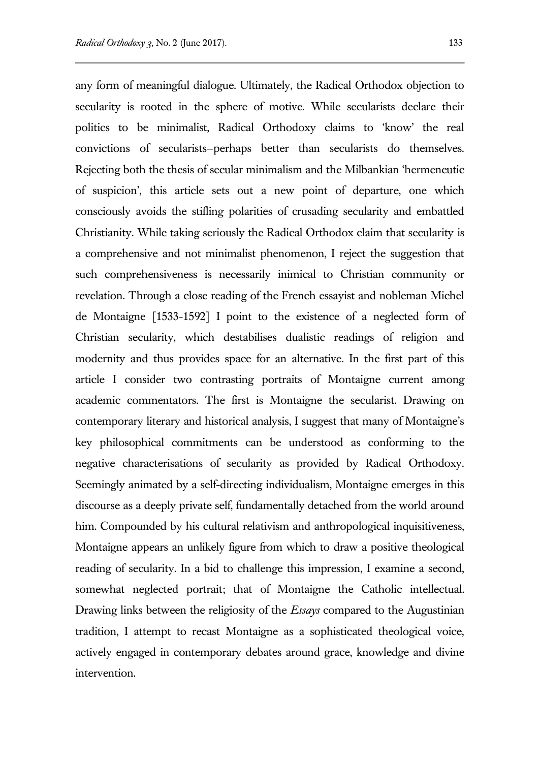any form of meaningful dialogue. Ultimately, the Radical Orthodox objection to secularity is rooted in the sphere of motive. While secularists declare their politics to be minimalist, Radical Orthodoxy claims to 'know' the real convictions of secularists–perhaps better than secularists do themselves. Rejecting both the thesis of secular minimalism and the Milbankian 'hermeneutic of suspicion', this article sets out a new point of departure, one which consciously avoids the stifling polarities of crusading secularity and embattled Christianity. While taking seriously the Radical Orthodox claim that secularity is a comprehensive and not minimalist phenomenon, I reject the suggestion that such comprehensiveness is necessarily inimical to Christian community or revelation. Through a close reading of the French essayist and nobleman Michel de Montaigne [1533-1592] I point to the existence of a neglected form of Christian secularity, which destabilises dualistic readings of religion and modernity and thus provides space for an alternative. In the first part of this article I consider two contrasting portraits of Montaigne current among academic commentators. The first is Montaigne the secularist. Drawing on contemporary literary and historical analysis, I suggest that many of Montaigne's key philosophical commitments can be understood as conforming to the negative characterisations of secularity as provided by Radical Orthodoxy. Seemingly animated by a self-directing individualism, Montaigne emerges in this discourse as a deeply private self, fundamentally detached from the world around him. Compounded by his cultural relativism and anthropological inquisitiveness, Montaigne appears an unlikely figure from which to draw a positive theological reading of secularity. In a bid to challenge this impression, I examine a second, somewhat neglected portrait; that of Montaigne the Catholic intellectual. Drawing links between the religiosity of the *Essays* compared to the Augustinian tradition, I attempt to recast Montaigne as a sophisticated theological voice, actively engaged in contemporary debates around grace, knowledge and divine intervention.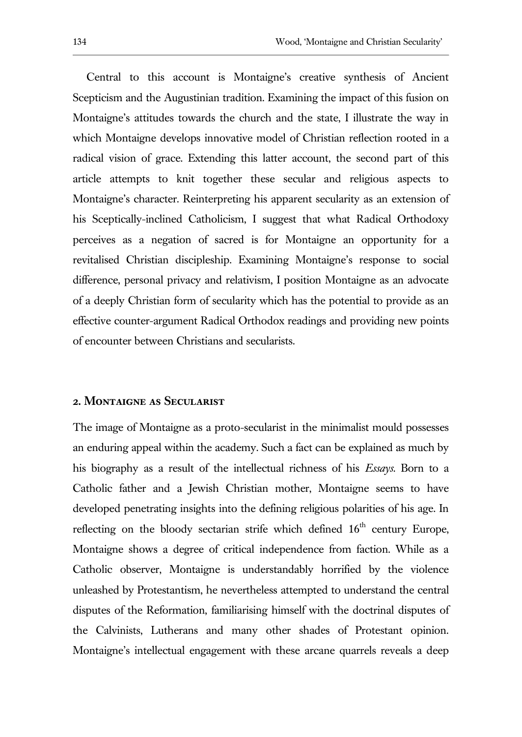Central to this account is Montaigne's creative synthesis of Ancient Scepticism and the Augustinian tradition. Examining the impact of this fusion on Montaigne's attitudes towards the church and the state, I illustrate the way in which Montaigne develops innovative model of Christian reflection rooted in a radical vision of grace. Extending this latter account, the second part of this article attempts to knit together these secular and religious aspects to Montaigne's character. Reinterpreting his apparent secularity as an extension of his Sceptically-inclined Catholicism, I suggest that what Radical Orthodoxy perceives as a negation of sacred is for Montaigne an opportunity for a revitalised Christian discipleship. Examining Montaigne's response to social difference, personal privacy and relativism, I position Montaigne as an advocate of a deeply Christian form of secularity which has the potential to provide as an effective counter-argument Radical Orthodox readings and providing new points of encounter between Christians and secularists.

## 2. Montaigne as Secularist

The image of Montaigne as a proto-secularist in the minimalist mould possesses an enduring appeal within the academy. Such a fact can be explained as much by his biography as a result of the intellectual richness of his *Essays*. Born to a Catholic father and a Jewish Christian mother, Montaigne seems to have developed penetrating insights into the defining religious polarities of his age. In reflecting on the bloody sectarian strife which defined 16th century Europe, Montaigne shows a degree of critical independence from faction. While as a Catholic observer, Montaigne is understandably horrified by the violence unleashed by Protestantism, he nevertheless attempted to understand the central disputes of the Reformation, familiarising himself with the doctrinal disputes of the Calvinists, Lutherans and many other shades of Protestant opinion. Montaigne's intellectual engagement with these arcane quarrels reveals a deep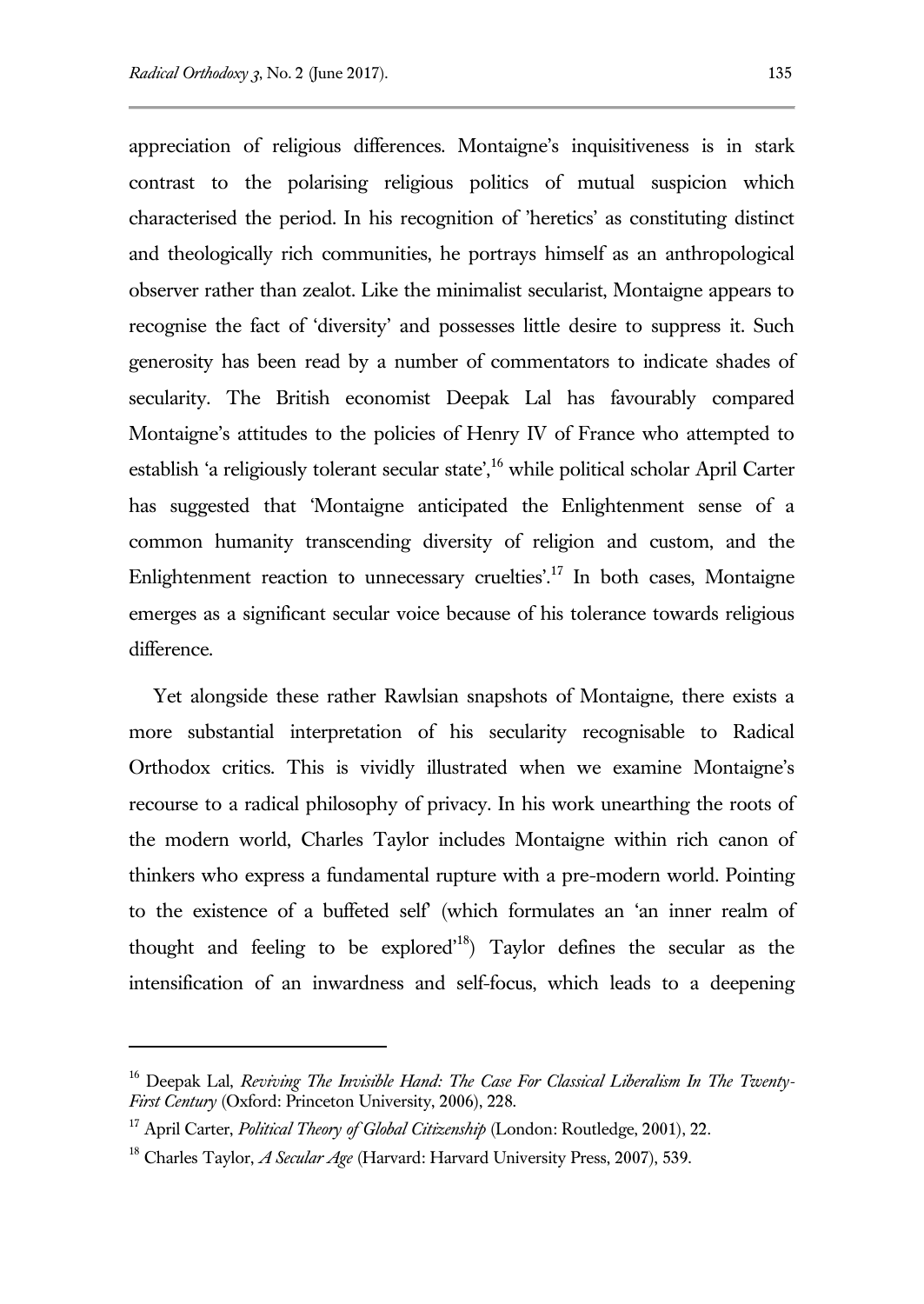appreciation of religious differences. Montaigne's inquisitiveness is in stark contrast to the polarising religious politics of mutual suspicion which characterised the period. In his recognition of 'heretics' as constituting distinct and theologically rich communities, he portrays himself as an anthropological observer rather than zealot. Like the minimalist secularist, Montaigne appears to recognise the fact of 'diversity' and possesses little desire to suppress it. Such generosity has been read by a number of commentators to indicate shades of secularity. The British economist Deepak Lal has favourably compared Montaigne's attitudes to the policies of Henry IV of France who attempted to establish 'a religiously tolerant secular state',[16] while political scholar April Carter has suggested that 'Montaigne anticipated the Enlightenment sense of a common humanity transcending diversity of religion and custom, and the Enlightenment reaction to unnecessary cruelties'.[17] In both cases, Montaigne emerges as a significant secular voice because of his tolerance towards religious difference.

Yet alongside these rather Rawlsian snapshots of Montaigne, there exists a more substantial interpretation of his secularity recognisable to Radical Orthodox critics. This is vividly illustrated when we examine Montaigne's recourse to a radical philosophy of privacy. In his work unearthing the roots of the modern world, Charles Taylor includes Montaigne within rich canon of thinkers who express a fundamental rupture with a pre-modern world. Pointing to the existence of a buffeted self' (which formulates an 'an inner realm of thought and feeling to be explored'[18]) Taylor defines the secular as the intensification of an inwardness and self-focus, which leads to a deepening

---

[16] Deepak Lal, *Reviving The Invisible Hand: The Case For Classical Liberalism In The Twenty-First Century* (Oxford: Princeton University, 2006), 228.

[17] April Carter, *Political Theory of Global Citizenship* (London: Routledge, 2001), 22.

[18] Charles Taylor, *A Secular Age* (Harvard: Harvard University Press, 2007), 539.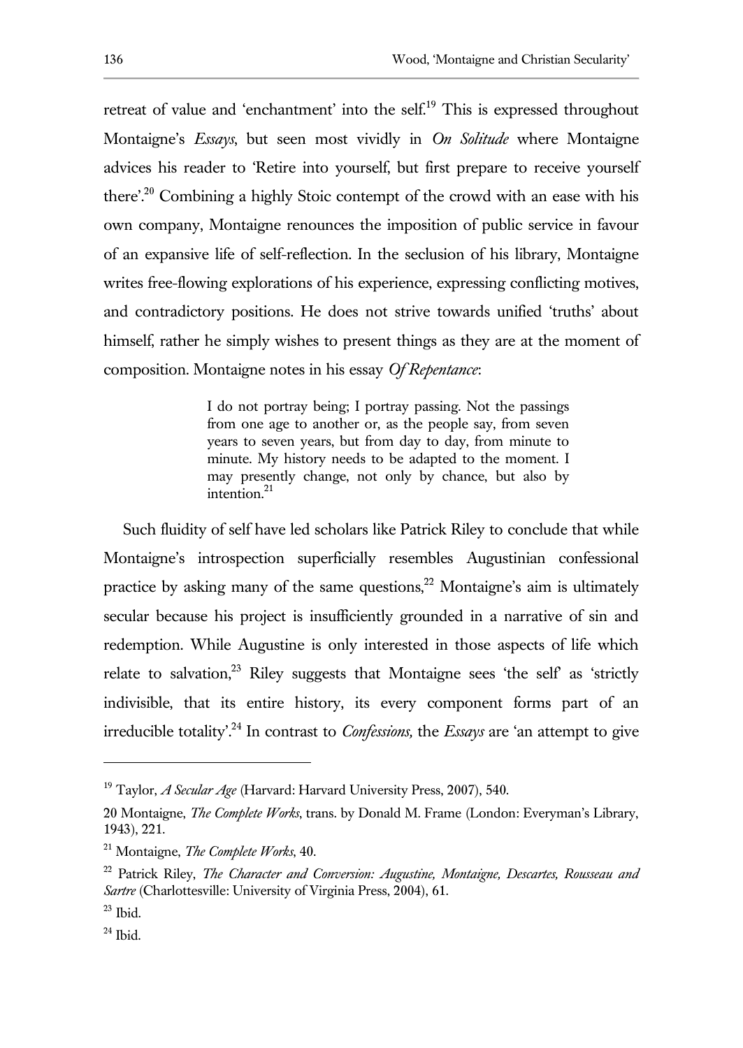retreat of value and 'enchantment' into the self.[19] This is expressed throughout Montaigne's *Essays*, but seen most vividly in *On Solitude* where Montaigne advices his reader to 'Retire into yourself, but first prepare to receive yourself there'.[20] Combining a highly Stoic contempt of the crowd with an ease with his own company, Montaigne renounces the imposition of public service in favour of an expansive life of self-reflection. In the seclusion of his library, Montaigne writes free-flowing explorations of his experience, expressing conflicting motives, and contradictory positions. He does not strive towards unified 'truths' about himself, rather he simply wishes to present things as they are at the moment of composition. Montaigne notes in his essay *Of Repentance*:

> I do not portray being; I portray passing. Not the passings from one age to another or, as the people say, from seven years to seven years, but from day to day, from minute to minute. My history needs to be adapted to the moment. I may presently change, not only by chance, but also by intention.[21]

Such fluidity of self have led scholars like Patrick Riley to conclude that while Montaigne's introspection superficially resembles Augustinian confessional practice by asking many of the same questions,[22] Montaigne's aim is ultimately secular because his project is insufficiently grounded in a narrative of sin and redemption. While Augustine is only interested in those aspects of life which relate to salvation,[23] Riley suggests that Montaigne sees 'the self' as 'strictly indivisible, that its entire history, its every component forms part of an irreducible totality'.[24] In contrast to *Confessions,* the *Essays* are 'an attempt to give

---

[19] Taylor, *A Secular Age* (Harvard: Harvard University Press, 2007), 540.

20 Montaigne, *The Complete Works*, trans. by Donald M. Frame (London: Everyman's Library, 1943), 221.

[21] Montaigne, *The Complete Works*, 40.

[22] Patrick Riley, *The Character and Conversion: Augustine, Montaigne, Descartes, Rousseau and Sartre* (Charlottesville: University of Virginia Press, 2004), 61.

[23] Ibid.

[24] Ibid.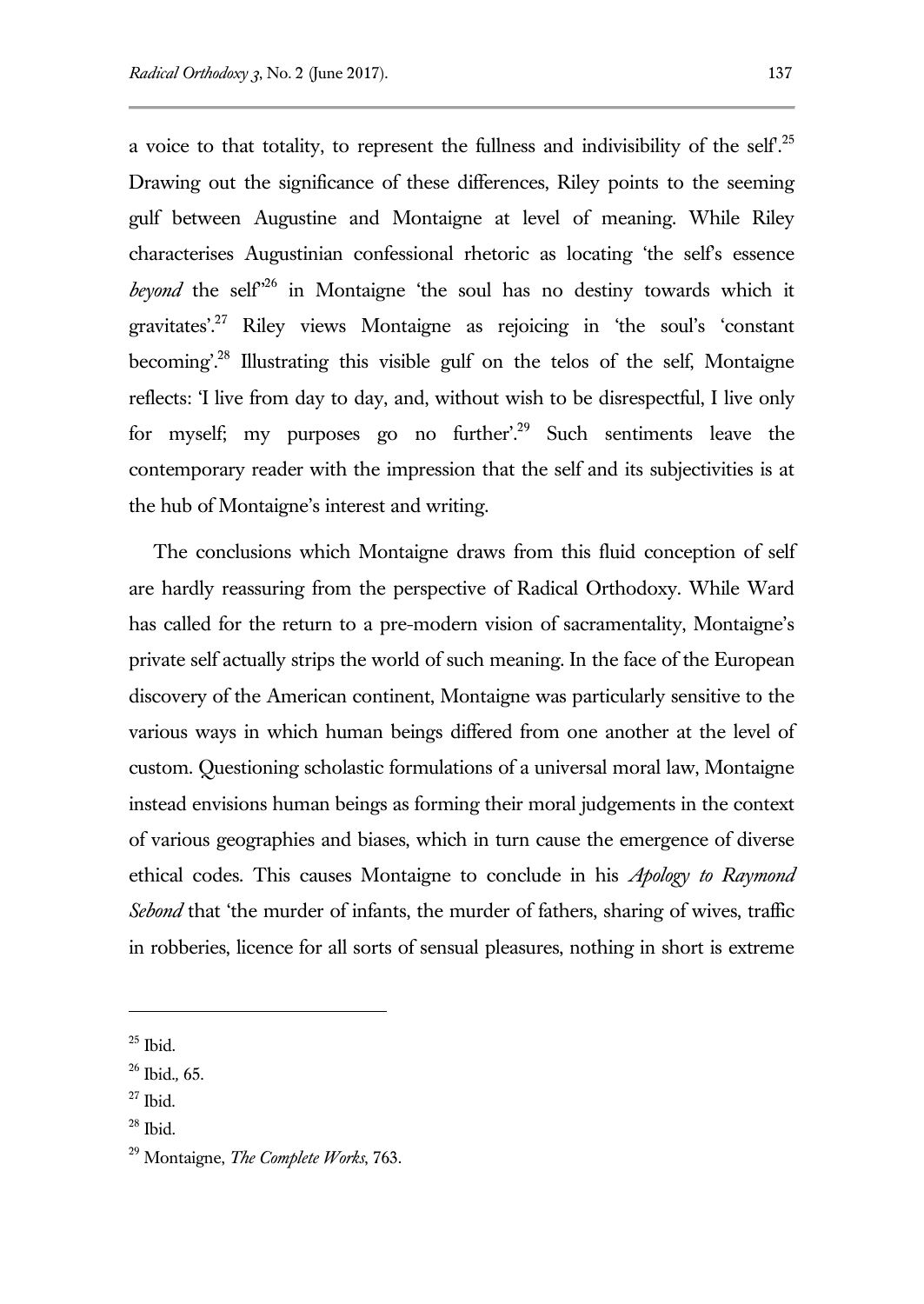a voice to that totality, to represent the fullness and indivisibility of the self'.[25] Drawing out the significance of these differences, Riley points to the seeming gulf between Augustine and Montaigne at level of meaning. While Riley characterises Augustinian confessional rhetoric as locating 'the self's essence *beyond* the self'[26] in Montaigne 'the soul has no destiny towards which it gravitates'.[27] Riley views Montaigne as rejoicing in 'the soul's 'constant becoming'.[28] Illustrating this visible gulf on the telos of the self, Montaigne reflects: 'I live from day to day, and, without wish to be disrespectful, I live only for myself; my purposes go no further'.[29] Such sentiments leave the contemporary reader with the impression that the self and its subjectivities is at the hub of Montaigne's interest and writing.

The conclusions which Montaigne draws from this fluid conception of self are hardly reassuring from the perspective of Radical Orthodoxy. While Ward has called for the return to a pre-modern vision of sacramentality, Montaigne's private self actually strips the world of such meaning. In the face of the European discovery of the American continent, Montaigne was particularly sensitive to the various ways in which human beings differed from one another at the level of custom. Questioning scholastic formulations of a universal moral law, Montaigne instead envisions human beings as forming their moral judgements in the context of various geographies and biases, which in turn cause the emergence of diverse ethical codes. This causes Montaigne to conclude in his *Apology to Raymond Sebond* that 'the murder of infants, the murder of fathers, sharing of wives, traffic in robberies, licence for all sorts of sensual pleasures, nothing in short is extreme

---

[25] Ibid.

[26] Ibid., 65.

[27] Ibid.

[28] Ibid.

[29] Montaigne, *The Complete Works*, 763.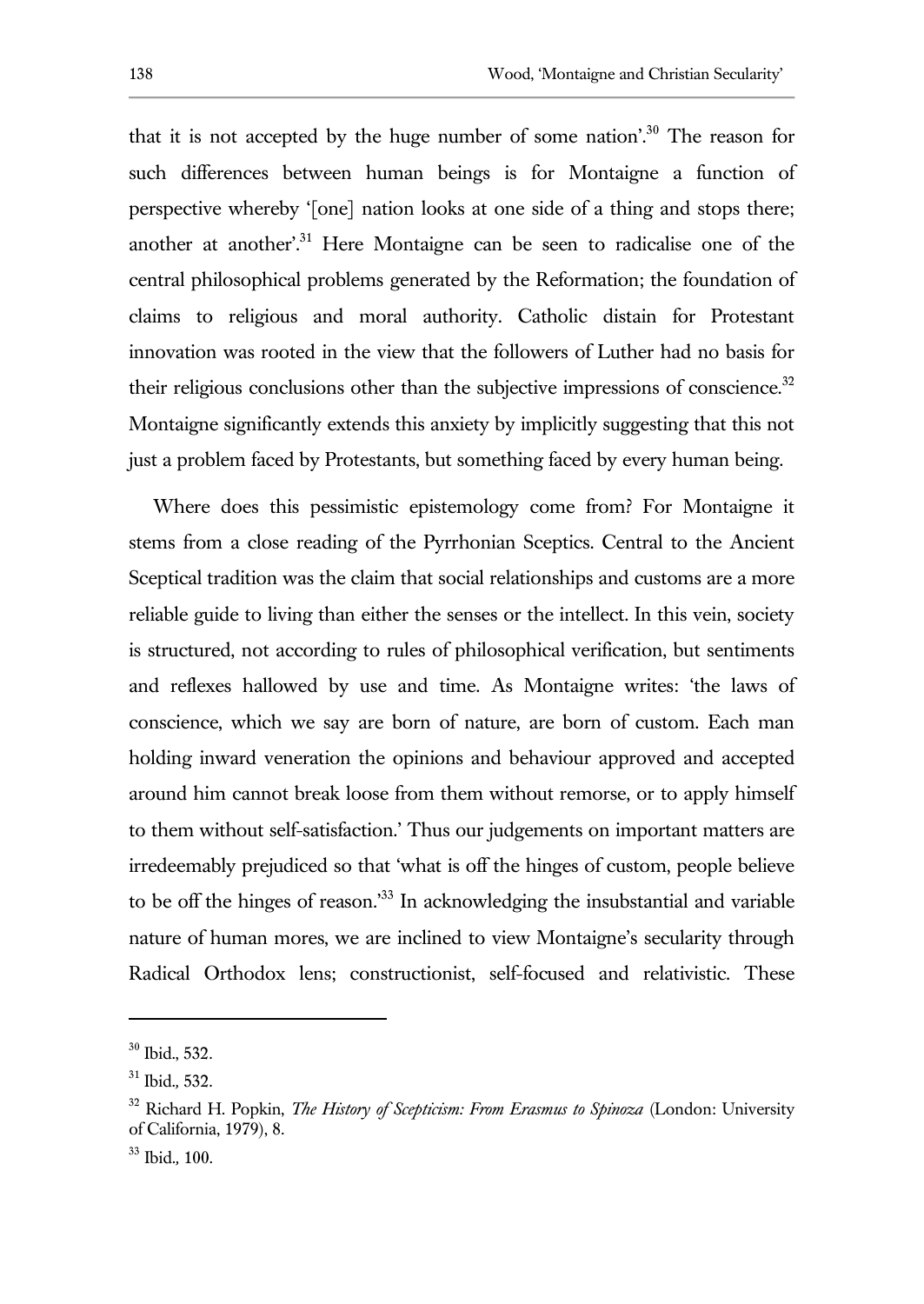that it is not accepted by the huge number of some nation'.[30] The reason for such differences between human beings is for Montaigne a function of perspective whereby '[one] nation looks at one side of a thing and stops there; another at another'.[31] Here Montaigne can be seen to radicalise one of the central philosophical problems generated by the Reformation; the foundation of claims to religious and moral authority. Catholic distain for Protestant innovation was rooted in the view that the followers of Luther had no basis for their religious conclusions other than the subjective impressions of conscience.[32] Montaigne significantly extends this anxiety by implicitly suggesting that this not just a problem faced by Protestants, but something faced by every human being.

Where does this pessimistic epistemology come from? For Montaigne it stems from a close reading of the Pyrrhonian Sceptics. Central to the Ancient Sceptical tradition was the claim that social relationships and customs are a more reliable guide to living than either the senses or the intellect. In this vein, society is structured, not according to rules of philosophical verification, but sentiments and reflexes hallowed by use and time. As Montaigne writes: 'the laws of conscience, which we say are born of nature, are born of custom. Each man holding inward veneration the opinions and behaviour approved and accepted around him cannot break loose from them without remorse, or to apply himself to them without self-satisfaction.' Thus our judgements on important matters are irredeemably prejudiced so that 'what is off the hinges of custom, people believe to be off the hinges of reason.'[33] In acknowledging the insubstantial and variable nature of human mores, we are inclined to view Montaigne's secularity through Radical Orthodox lens; constructionist, self-focused and relativistic. These

---

[30] Ibid., 532.

[31] Ibid., 532.

[32] Richard H. Popkin, *The History of Scepticism: From Erasmus to Spinoza* (London: University of California, 1979), 8.

[33] Ibid., 100.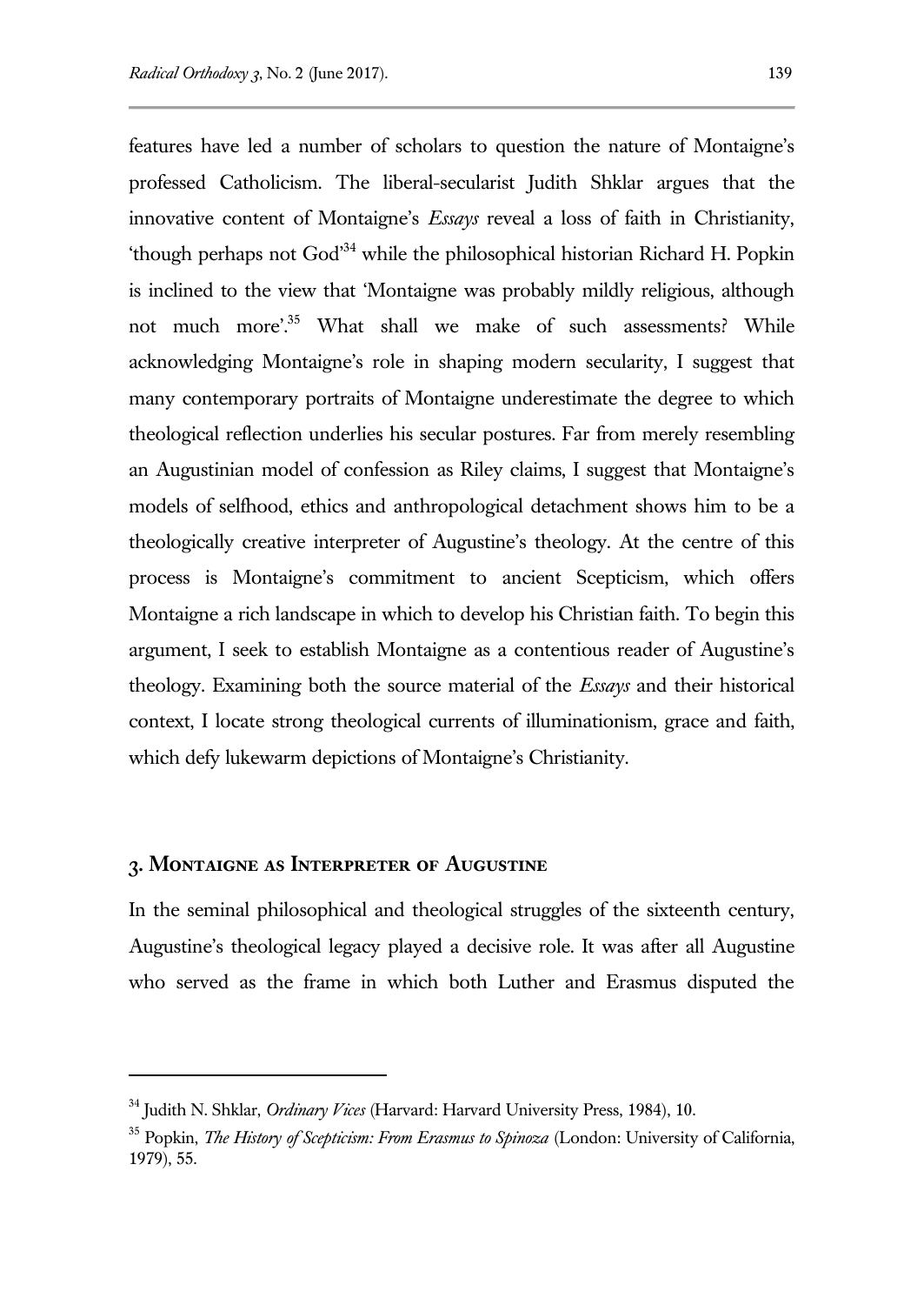features have led a number of scholars to question the nature of Montaigne's professed Catholicism. The liberal-secularist Judith Shklar argues that the innovative content of Montaigne's *Essays* reveal a loss of faith in Christianity, 'though perhaps not God'[34] while the philosophical historian Richard H. Popkin is inclined to the view that 'Montaigne was probably mildly religious, although not much more'.[35] What shall we make of such assessments? While acknowledging Montaigne's role in shaping modern secularity, I suggest that many contemporary portraits of Montaigne underestimate the degree to which theological reflection underlies his secular postures. Far from merely resembling an Augustinian model of confession as Riley claims, I suggest that Montaigne's models of selfhood, ethics and anthropological detachment shows him to be a theologically creative interpreter of Augustine's theology. At the centre of this process is Montaigne's commitment to ancient Scepticism, which offers Montaigne a rich landscape in which to develop his Christian faith. To begin this argument, I seek to establish Montaigne as a contentious reader of Augustine's theology. Examining both the source material of the *Essays* and their historical context, I locate strong theological currents of illuminationism, grace and faith, which defy lukewarm depictions of Montaigne's Christianity.

## 3. Montaigne as Interpreter of Augustine

In the seminal philosophical and theological struggles of the sixteenth century, Augustine's theological legacy played a decisive role. It was after all Augustine who served as the frame in which both Luther and Erasmus disputed the

[34] Judith N. Shklar, *Ordinary Vices* (Harvard: Harvard University Press, 1984), 10.

[35] Popkin, *The History of Scepticism: From Erasmus to Spinoza* (London: University of California, 1979), 55.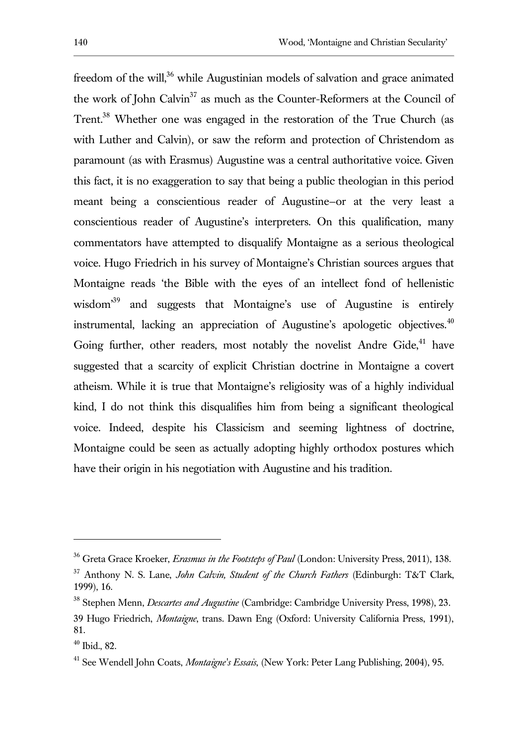freedom of the will,[36] while Augustinian models of salvation and grace animated the work of John Calvin[37] as much as the Counter-Reformers at the Council of Trent.[38] Whether one was engaged in the restoration of the True Church (as with Luther and Calvin), or saw the reform and protection of Christendom as paramount (as with Erasmus) Augustine was a central authoritative voice. Given this fact, it is no exaggeration to say that being a public theologian in this period meant being a conscientious reader of Augustine–or at the very least a conscientious reader of Augustine's interpreters. On this qualification, many commentators have attempted to disqualify Montaigne as a serious theological voice. Hugo Friedrich in his survey of Montaigne's Christian sources argues that Montaigne reads 'the Bible with the eyes of an intellect fond of hellenistic wisdom'[39] and suggests that Montaigne's use of Augustine is entirely instrumental, lacking an appreciation of Augustine's apologetic objectives.[40] Going further, other readers, most notably the novelist Andre Gide,[41] have suggested that a scarcity of explicit Christian doctrine in Montaigne a covert atheism. While it is true that Montaigne's religiosity was of a highly individual kind, I do not think this disqualifies him from being a significant theological voice. Indeed, despite his Classicism and seeming lightness of doctrine, Montaigne could be seen as actually adopting highly orthodox postures which have their origin in his negotiation with Augustine and his tradition.

---

[36] Greta Grace Kroeker, *Erasmus in the Footsteps of Paul* (London: University Press, 2011), 138.

[37] Anthony N. S. Lane, *John Calvin, Student of the Church Fathers* (Edinburgh: T&T Clark, 1999), 16.

[38] Stephen Menn, *Descartes and Augustine* (Cambridge: Cambridge University Press, 1998), 23.

39 Hugo Friedrich, *Montaigne*, trans. Dawn Eng (Oxford: University California Press, 1991), 81.

[40] Ibid., 82.

[41] See Wendell John Coats, *Montaigne's Essais*, (New York: Peter Lang Publishing, 2004), 95.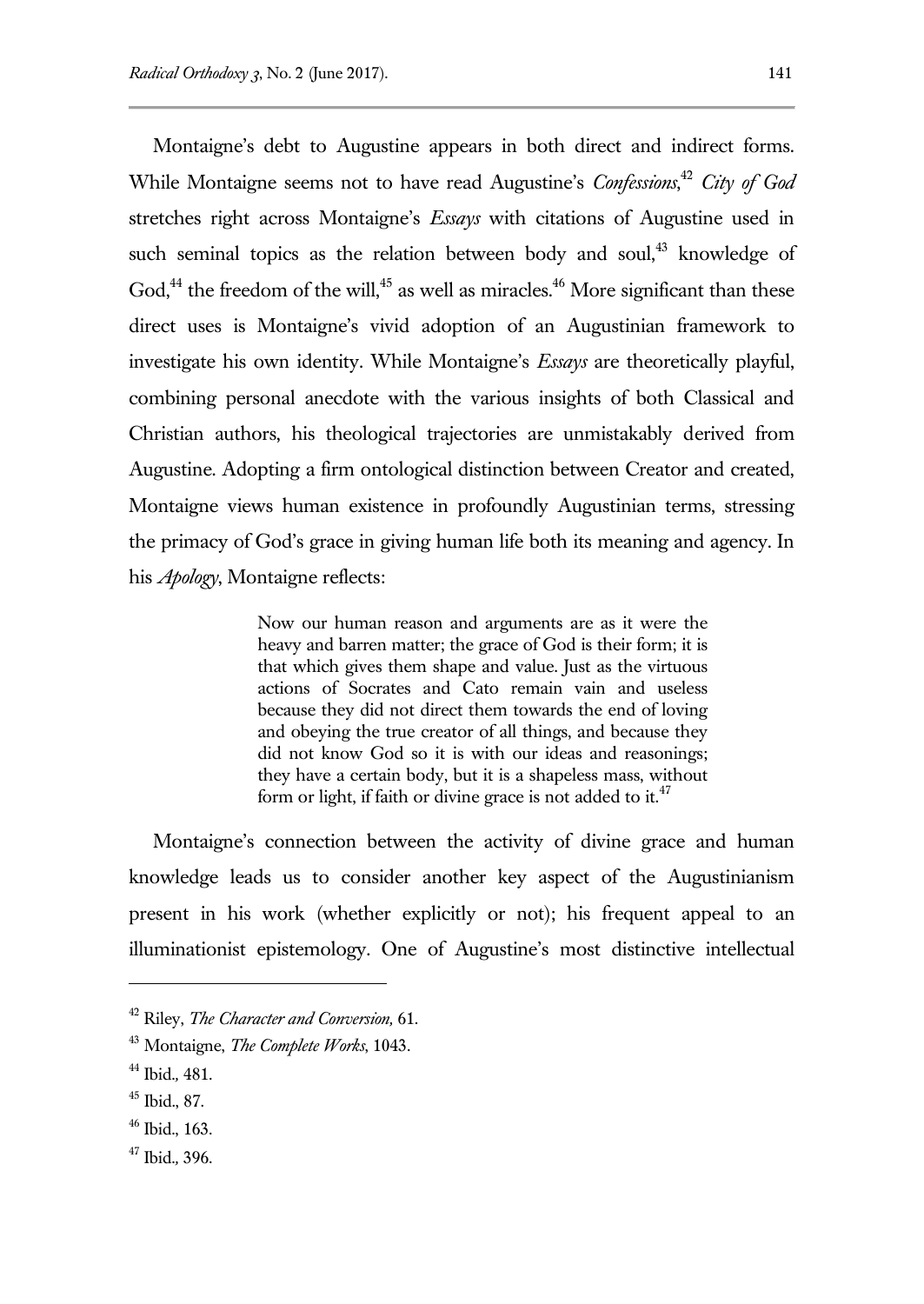Montaigne's debt to Augustine appears in both direct and indirect forms. While Montaigne seems not to have read Augustine's *Confessions*,[42] *City of God* stretches right across Montaigne's *Essays* with citations of Augustine used in such seminal topics as the relation between body and soul,[43] knowledge of God,[44] the freedom of the will,[45] as well as miracles.[46] More significant than these direct uses is Montaigne's vivid adoption of an Augustinian framework to investigate his own identity. While Montaigne's *Essays* are theoretically playful, combining personal anecdote with the various insights of both Classical and Christian authors, his theological trajectories are unmistakably derived from Augustine. Adopting a firm ontological distinction between Creator and created, Montaigne views human existence in profoundly Augustinian terms, stressing the primacy of God's grace in giving human life both its meaning and agency. In his *Apology*, Montaigne reflects:

> Now our human reason and arguments are as it were the heavy and barren matter; the grace of God is their form; it is that which gives them shape and value. Just as the virtuous actions of Socrates and Cato remain vain and useless because they did not direct them towards the end of loving and obeying the true creator of all things, and because they did not know God so it is with our ideas and reasonings; they have a certain body, but it is a shapeless mass, without form or light, if faith or divine grace is not added to it.[47]

Montaigne's connection between the activity of divine grace and human knowledge leads us to consider another key aspect of the Augustinianism present in his work (whether explicitly or not); his frequent appeal to an illuminationist epistemology. One of Augustine's most distinctive intellectual

---

[42] Riley, *The Character and Conversion,* 61.

[43] Montaigne, *The Complete Works*, 1043.

[44] Ibid.*,* 481.

[45] Ibid., 87.

[46] Ibid., 163.

[47] Ibid.*,* 396.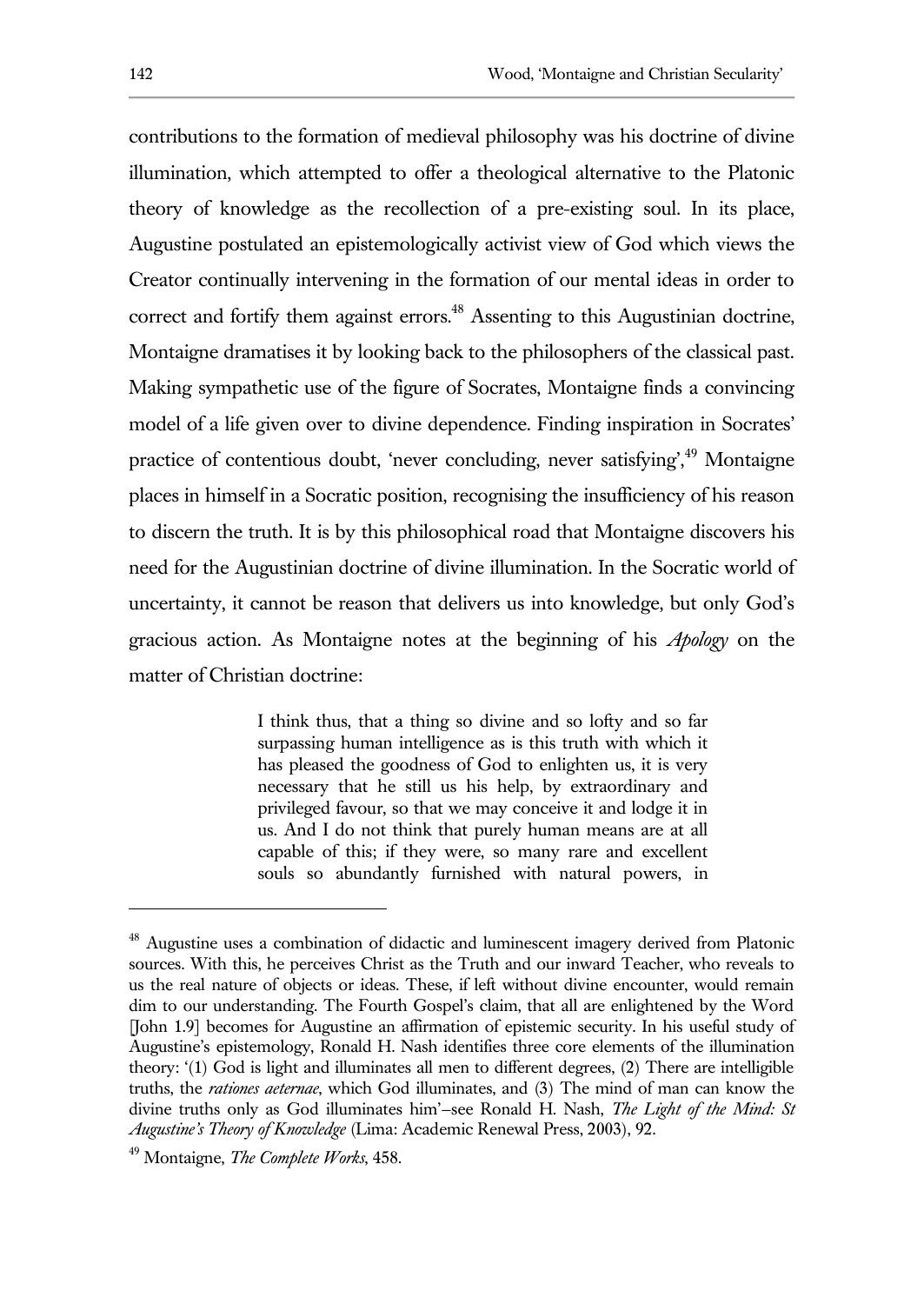contributions to the formation of medieval philosophy was his doctrine of divine illumination, which attempted to offer a theological alternative to the Platonic theory of knowledge as the recollection of a pre-existing soul. In its place, Augustine postulated an epistemologically activist view of God which views the Creator continually intervening in the formation of our mental ideas in order to correct and fortify them against errors.[48] Assenting to this Augustinian doctrine, Montaigne dramatises it by looking back to the philosophers of the classical past. Making sympathetic use of the figure of Socrates, Montaigne finds a convincing model of a life given over to divine dependence. Finding inspiration in Socrates' practice of contentious doubt, 'never concluding, never satisfying',[49] Montaigne places in himself in a Socratic position, recognising the insufficiency of his reason to discern the truth. It is by this philosophical road that Montaigne discovers his need for the Augustinian doctrine of divine illumination. In the Socratic world of uncertainty, it cannot be reason that delivers us into knowledge, but only God's gracious action. As Montaigne notes at the beginning of his *Apology* on the matter of Christian doctrine:

> I think thus, that a thing so divine and so lofty and so far surpassing human intelligence as is this truth with which it has pleased the goodness of God to enlighten us, it is very necessary that he still us his help, by extraordinary and privileged favour, so that we may conceive it and lodge it in us. And I do not think that purely human means are at all capable of this; if they were, so many rare and excellent souls so abundantly furnished with natural powers, in

---

[48] Augustine uses a combination of didactic and luminescent imagery derived from Platonic sources. With this, he perceives Christ as the Truth and our inward Teacher, who reveals to us the real nature of objects or ideas. These, if left without divine encounter, would remain dim to our understanding. The Fourth Gospel's claim, that all are enlightened by the Word [John 1.9] becomes for Augustine an affirmation of epistemic security. In his useful study of Augustine's epistemology, Ronald H. Nash identifies three core elements of the illumination theory: '(1) God is light and illuminates all men to different degrees, (2) There are intelligible truths, the *rationes aeternae*, which God illuminates, and (3) The mind of man can know the divine truths only as God illuminates him'–see Ronald H. Nash, *The Light of the Mind: St Augustine's Theory of Knowledge* (Lima: Academic Renewal Press, 2003), 92.

[49] Montaigne, *The Complete Works*, 458.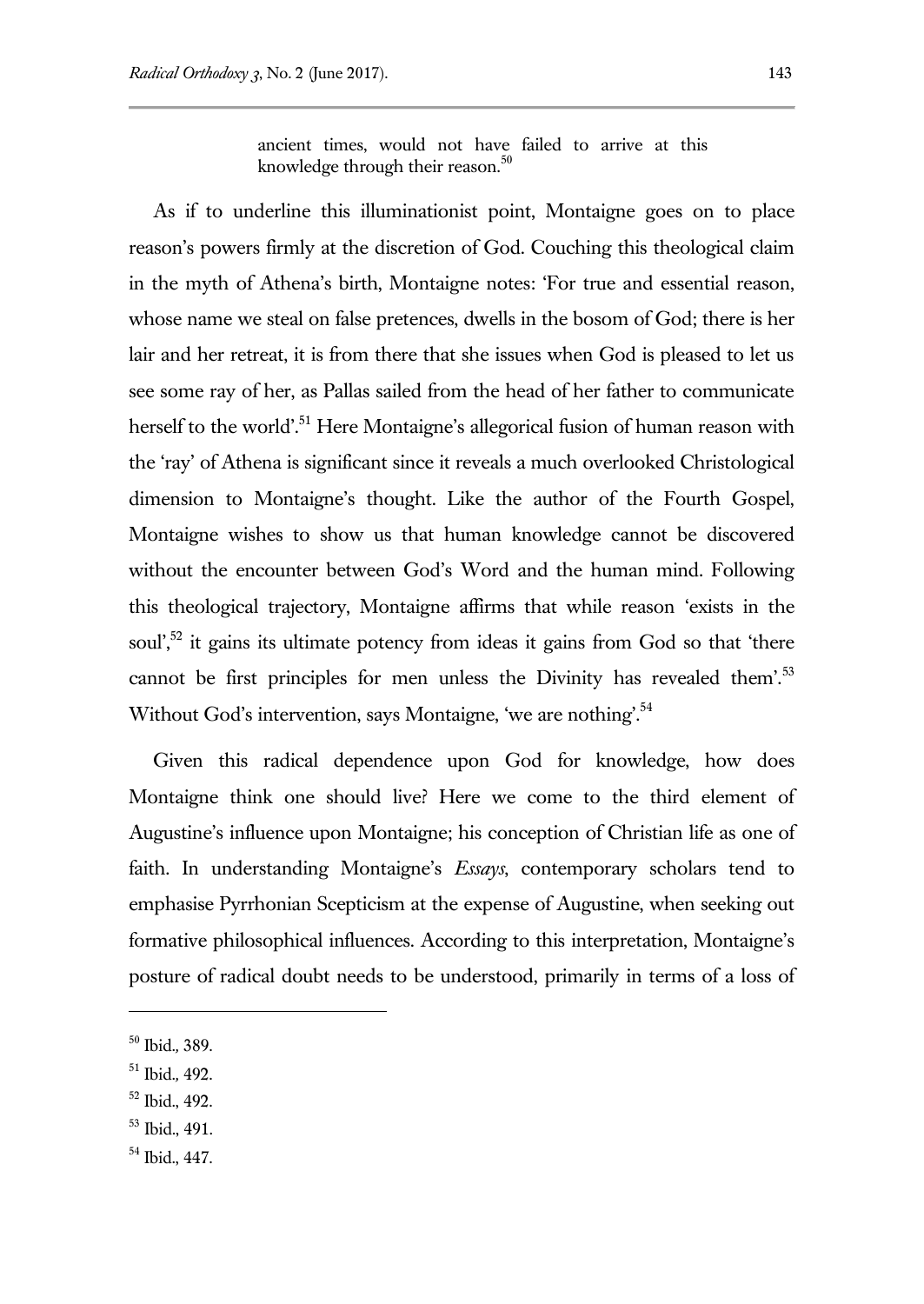> ancient times, would not have failed to arrive at this knowledge through their reason.[50]

As if to underline this illuminationist point, Montaigne goes on to place reason's powers firmly at the discretion of God. Couching this theological claim in the myth of Athena's birth, Montaigne notes: 'For true and essential reason, whose name we steal on false pretences, dwells in the bosom of God; there is her lair and her retreat, it is from there that she issues when God is pleased to let us see some ray of her, as Pallas sailed from the head of her father to communicate herself to the world'.[51] Here Montaigne's allegorical fusion of human reason with the 'ray' of Athena is significant since it reveals a much overlooked Christological dimension to Montaigne's thought. Like the author of the Fourth Gospel, Montaigne wishes to show us that human knowledge cannot be discovered without the encounter between God's Word and the human mind. Following this theological trajectory, Montaigne affirms that while reason 'exists in the soul',[52] it gains its ultimate potency from ideas it gains from God so that 'there cannot be first principles for men unless the Divinity has revealed them'.[53] Without God's intervention, says Montaigne, 'we are nothing'.[54]

Given this radical dependence upon God for knowledge, how does Montaigne think one should live? Here we come to the third element of Augustine's influence upon Montaigne; his conception of Christian life as one of faith. In understanding Montaigne's *Essays*, contemporary scholars tend to emphasise Pyrrhonian Scepticism at the expense of Augustine, when seeking out formative philosophical influences. According to this interpretation, Montaigne's posture of radical doubt needs to be understood, primarily in terms of a loss of

---

[50] Ibid., 389.

[51] Ibid., 492.

[52] Ibid., 492.

[53] Ibid., 491.

[54] Ibid., 447.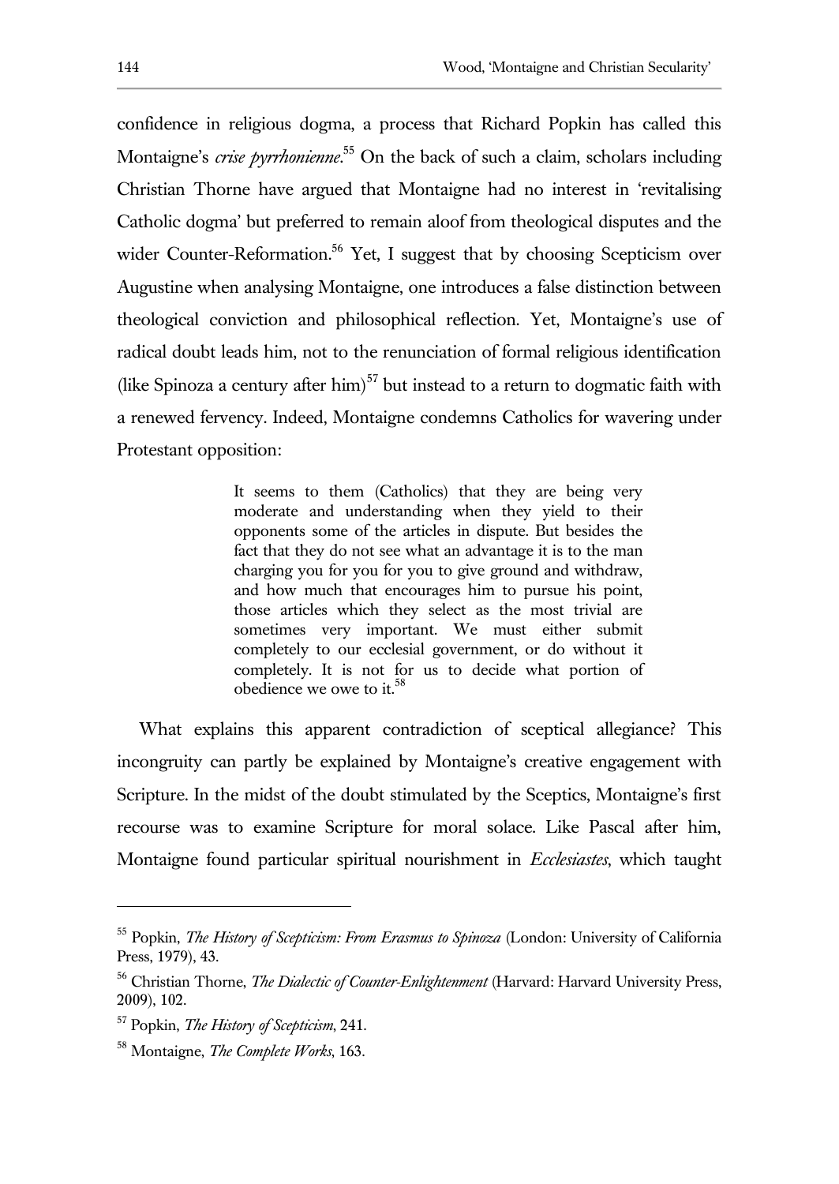confidence in religious dogma, a process that Richard Popkin has called this Montaigne's *crise pyrrhonienne*.[55] On the back of such a claim, scholars including Christian Thorne have argued that Montaigne had no interest in 'revitalising Catholic dogma' but preferred to remain aloof from theological disputes and the wider Counter-Reformation.[56] Yet, I suggest that by choosing Scepticism over Augustine when analysing Montaigne, one introduces a false distinction between theological conviction and philosophical reflection. Yet, Montaigne's use of radical doubt leads him, not to the renunciation of formal religious identification (like Spinoza a century after him)[57] but instead to a return to dogmatic faith with a renewed fervency. Indeed, Montaigne condemns Catholics for wavering under Protestant opposition:

> It seems to them (Catholics) that they are being very moderate and understanding when they yield to their opponents some of the articles in dispute. But besides the fact that they do not see what an advantage it is to the man charging you for you for you to give ground and withdraw, and how much that encourages him to pursue his point, those articles which they select as the most trivial are sometimes very important. We must either submit completely to our ecclesial government, or do without it completely. It is not for us to decide what portion of obedience we owe to it.[58]

What explains this apparent contradiction of sceptical allegiance? This incongruity can partly be explained by Montaigne's creative engagement with Scripture. In the midst of the doubt stimulated by the Sceptics, Montaigne's first recourse was to examine Scripture for moral solace. Like Pascal after him, Montaigne found particular spiritual nourishment in *Ecclesiastes*, which taught

---

[55] Popkin, *The History of Scepticism: From Erasmus to Spinoza* (London: University of California Press, 1979), 43.

[56] Christian Thorne, *The Dialectic of Counter-Enlightenment* (Harvard: Harvard University Press, 2009), 102.

[57] Popkin, *The History of Scepticism*, 241.

[58] Montaigne, *The Complete Works*, 163.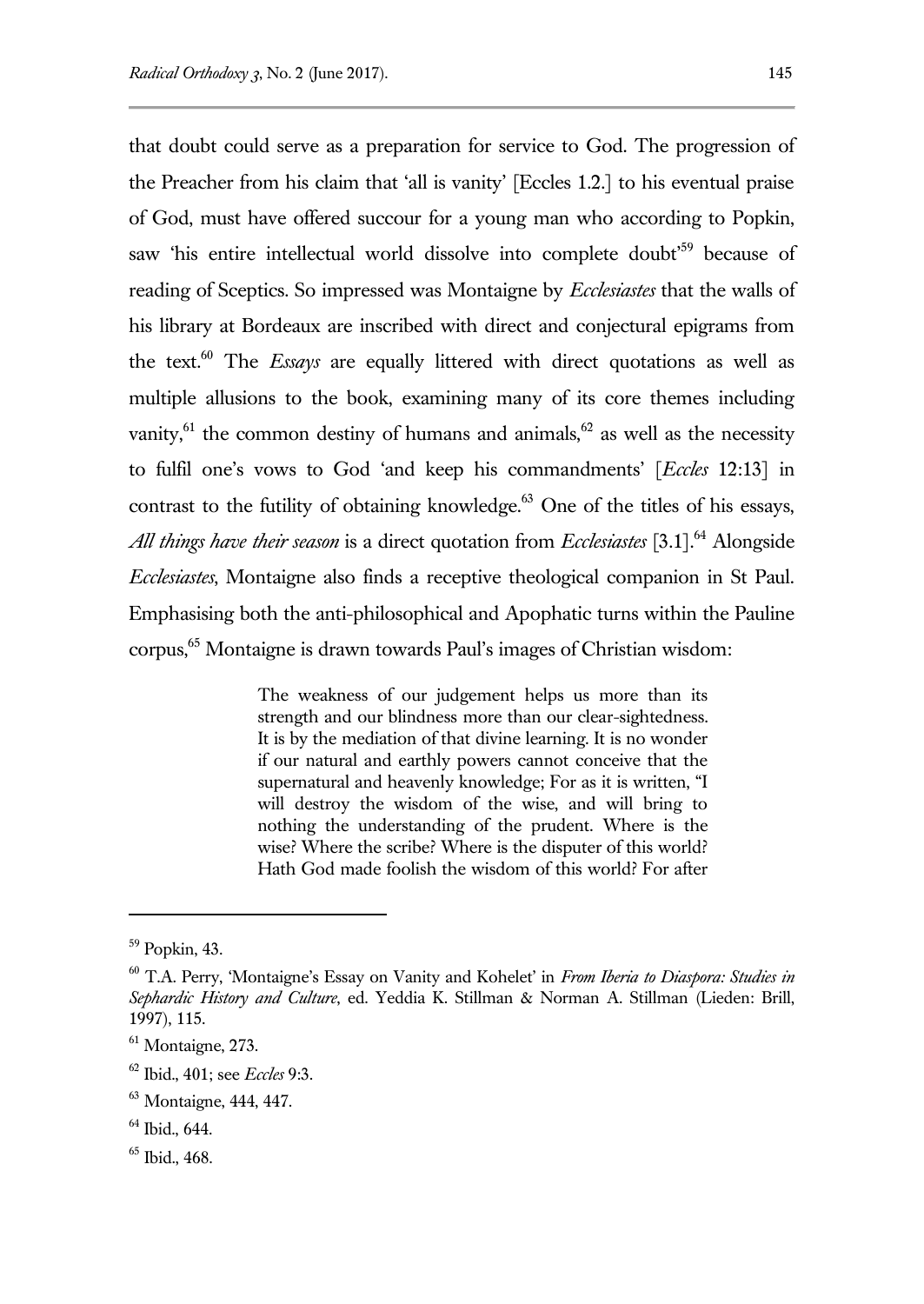that doubt could serve as a preparation for service to God. The progression of the Preacher from his claim that 'all is vanity' [Eccles 1.2.] to his eventual praise of God, must have offered succour for a young man who according to Popkin, saw 'his entire intellectual world dissolve into complete doubt'[59] because of reading of Sceptics. So impressed was Montaigne by *Ecclesiastes* that the walls of his library at Bordeaux are inscribed with direct and conjectural epigrams from the text.[60] The *Essays* are equally littered with direct quotations as well as multiple allusions to the book, examining many of its core themes including vanity,[61] the common destiny of humans and animals,[62] as well as the necessity to fulfil one's vows to God 'and keep his commandments' [*Eccles* 12:13] in contrast to the futility of obtaining knowledge.[63] One of the titles of his essays, *All things have their season* is a direct quotation from *Ecclesiastes* [3.1].[64] Alongside *Ecclesiastes*, Montaigne also finds a receptive theological companion in St Paul. Emphasising both the anti-philosophical and Apophatic turns within the Pauline corpus,[65] Montaigne is drawn towards Paul's images of Christian wisdom:

> The weakness of our judgement helps us more than its strength and our blindness more than our clear-sightedness. It is by the mediation of that divine learning. It is no wonder if our natural and earthly powers cannot conceive that the supernatural and heavenly knowledge; For as it is written, "I will destroy the wisdom of the wise, and will bring to nothing the understanding of the prudent. Where is the wise? Where the scribe? Where is the disputer of this world? Hath God made foolish the wisdom of this world? For after

---

[59] Popkin, 43.

[60] T.A. Perry, 'Montaigne's Essay on Vanity and Kohelet' in *From Iberia to Diaspora: Studies in Sephardic History and Culture*, ed. Yeddia K. Stillman & Norman A. Stillman (Lieden: Brill, 1997), 115.

[61] Montaigne, 273.

[62] Ibid., 401; see *Eccles* 9:3.

[63] Montaigne, 444, 447.

[64] Ibid., 644.

[65] Ibid., 468.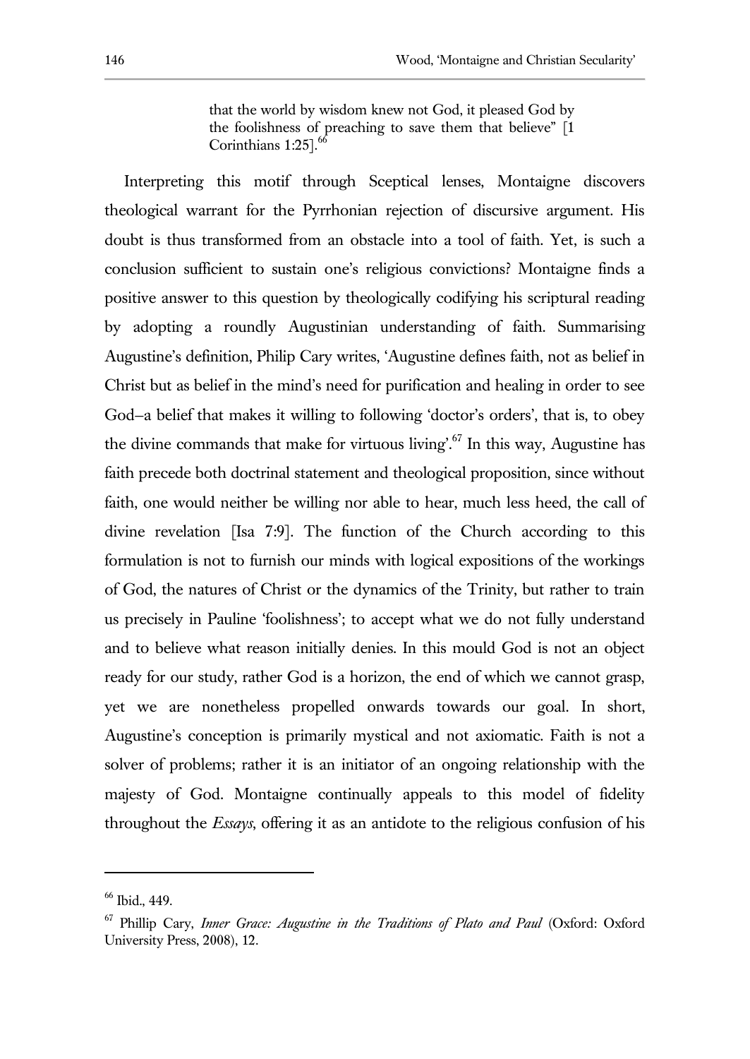> that the world by wisdom knew not God, it pleased God by the foolishness of preaching to save them that believe" [1 Corinthians 1:25].[66]

Interpreting this motif through Sceptical lenses, Montaigne discovers theological warrant for the Pyrrhonian rejection of discursive argument. His doubt is thus transformed from an obstacle into a tool of faith. Yet, is such a conclusion sufficient to sustain one's religious convictions? Montaigne finds a positive answer to this question by theologically codifying his scriptural reading by adopting a roundly Augustinian understanding of faith. Summarising Augustine's definition, Philip Cary writes, 'Augustine defines faith, not as belief in Christ but as belief in the mind's need for purification and healing in order to see God—a belief that makes it willing to following 'doctor's orders', that is, to obey the divine commands that make for virtuous living'.[67] In this way, Augustine has faith precede both doctrinal statement and theological proposition, since without faith, one would neither be willing nor able to hear, much less heed, the call of divine revelation [Isa 7:9]. The function of the Church according to this formulation is not to furnish our minds with logical expositions of the workings of God, the natures of Christ or the dynamics of the Trinity, but rather to train us precisely in Pauline 'foolishness'; to accept what we do not fully understand and to believe what reason initially denies. In this mould God is not an object ready for our study, rather God is a horizon, the end of which we cannot grasp, yet we are nonetheless propelled onwards towards our goal. In short, Augustine's conception is primarily mystical and not axiomatic. Faith is not a solver of problems; rather it is an initiator of an ongoing relationship with the majesty of God. Montaigne continually appeals to this model of fidelity throughout the *Essays*, offering it as an antidote to the religious confusion of his

---

[66] Ibid., 449.

[67] Phillip Cary, *Inner Grace: Augustine in the Traditions of Plato and Paul* (Oxford: Oxford University Press, 2008), 12.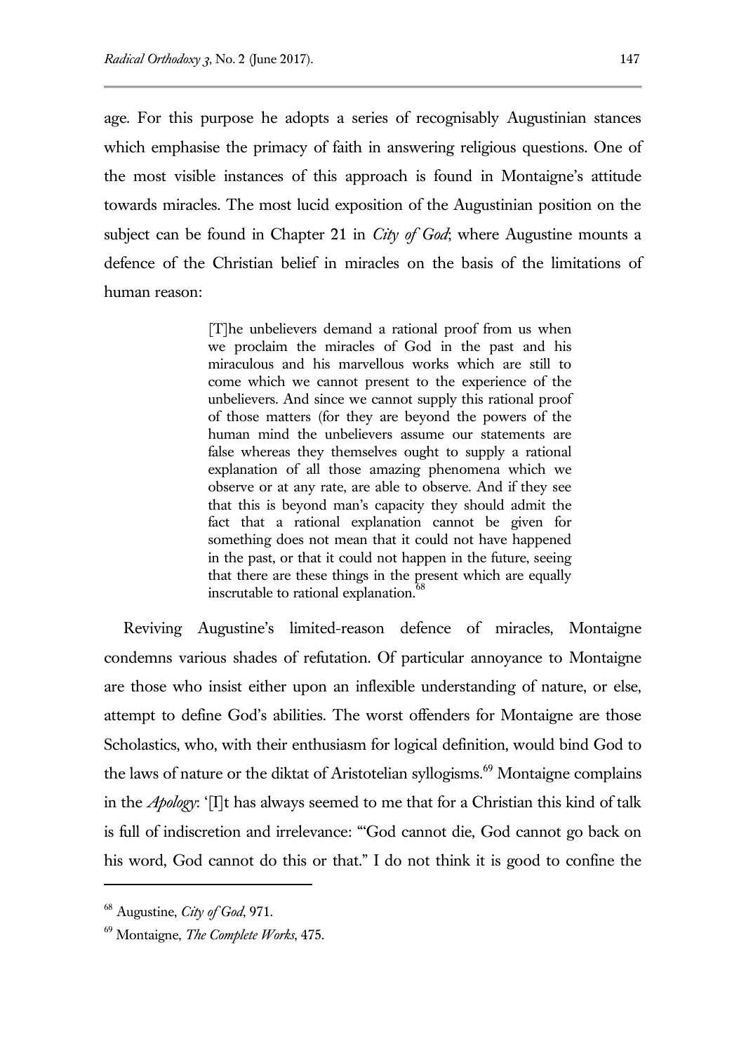age. For this purpose he adopts a series of recognisably Augustinian stances which emphasise the primacy of faith in answering religious questions. One of the most visible instances of this approach is found in Montaigne's attitude towards miracles. The most lucid exposition of the Augustinian position on the subject can be found in Chapter 21 in *City of God*; where Augustine mounts a defence of the Christian belief in miracles on the basis of the limitations of human reason:

> [T]he unbelievers demand a rational proof from us when we proclaim the miracles of God in the past and his miraculous and his marvellous works which are still to come which we cannot present to the experience of the unbelievers. And since we cannot supply this rational proof of those matters (for they are beyond the powers of the human mind the unbelievers assume our statements are false whereas they themselves ought to supply a rational explanation of all those amazing phenomena which we observe or at any rate, are able to observe. And if they see that this is beyond man's capacity they should admit the fact that a rational explanation cannot be given for something does not mean that it could not have happened in the past, or that it could not happen in the future, seeing that there are these things in the present which are equally inscrutable to rational explanation.[68]

Reviving Augustine's limited-reason defence of miracles, Montaigne condemns various shades of refutation. Of particular annoyance to Montaigne are those who insist either upon an inflexible understanding of nature, or else, attempt to define God's abilities. The worst offenders for Montaigne are those Scholastics, who, with their enthusiasm for logical definition, would bind God to the laws of nature or the diktat of Aristotelian syllogisms.[69] Montaigne complains in the *Apology*: '[I]t has always seemed to me that for a Christian this kind of talk is full of indiscretion and irrelevance: "'God cannot die, God cannot go back on his word, God cannot do this or that." I do not think it is good to confine the

---

[68] Augustine, *City of God*, 971.

[69] Montaigne, *The Complete Works*, 475.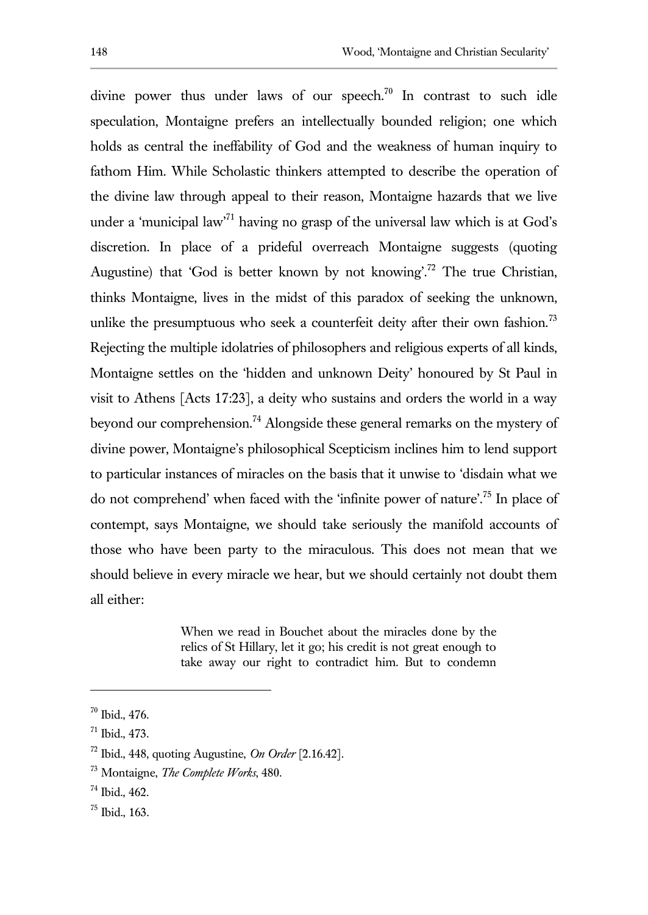divine power thus under laws of our speech.[70] In contrast to such idle speculation, Montaigne prefers an intellectually bounded religion; one which holds as central the ineffability of God and the weakness of human inquiry to fathom Him. While Scholastic thinkers attempted to describe the operation of the divine law through appeal to their reason, Montaigne hazards that we live under a 'municipal law'[71] having no grasp of the universal law which is at God's discretion. In place of a prideful overreach Montaigne suggests (quoting Augustine) that 'God is better known by not knowing'.[72] The true Christian, thinks Montaigne, lives in the midst of this paradox of seeking the unknown, unlike the presumptuous who seek a counterfeit deity after their own fashion.[73] Rejecting the multiple idolatries of philosophers and religious experts of all kinds, Montaigne settles on the 'hidden and unknown Deity' honoured by St Paul in visit to Athens [Acts 17:23], a deity who sustains and orders the world in a way beyond our comprehension.[74] Alongside these general remarks on the mystery of divine power, Montaigne's philosophical Scepticism inclines him to lend support to particular instances of miracles on the basis that it unwise to 'disdain what we do not comprehend' when faced with the 'infinite power of nature'.[75] In place of contempt, says Montaigne, we should take seriously the manifold accounts of those who have been party to the miraculous. This does not mean that we should believe in every miracle we hear, but we should certainly not doubt them all either:

> When we read in Bouchet about the miracles done by the relics of St Hillary, let it go; his credit is not great enough to take away our right to contradict him. But to condemn

---

[70] Ibid., 476.

[71] Ibid., 473.

[72] Ibid., 448, quoting Augustine, *On Order* [2.16.42].

[73] Montaigne, *The Complete Works*, 480.

[74] Ibid., 462.

[75] Ibid., 163.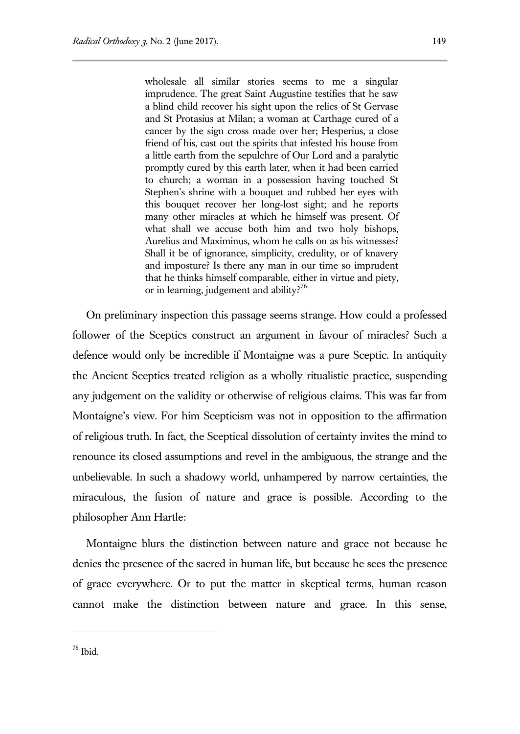> wholesale all similar stories seems to me a singular imprudence. The great Saint Augustine testifies that he saw a blind child recover his sight upon the relics of St Gervase and St Protasius at Milan; a woman at Carthage cured of a cancer by the sign cross made over her; Hesperius, a close friend of his, cast out the spirits that infested his house from a little earth from the sepulchre of Our Lord and a paralytic promptly cured by this earth later, when it had been carried to church; a woman in a possession having touched St Stephen's shrine with a bouquet and rubbed her eyes with this bouquet recover her long-lost sight; and he reports many other miracles at which he himself was present. Of what shall we accuse both him and two holy bishops, Aurelius and Maximinus, whom he calls on as his witnesses? Shall it be of ignorance, simplicity, credulity, or of knavery and imposture? Is there any man in our time so imprudent that he thinks himself comparable, either in virtue and piety, or in learning, judgement and ability?[76]

On preliminary inspection this passage seems strange. How could a professed follower of the Sceptics construct an argument in favour of miracles? Such a defence would only be incredible if Montaigne was a pure Sceptic. In antiquity the Ancient Sceptics treated religion as a wholly ritualistic practice, suspending any judgement on the validity or otherwise of religious claims. This was far from Montaigne's view. For him Scepticism was not in opposition to the affirmation of religious truth. In fact, the Sceptical dissolution of certainty invites the mind to renounce its closed assumptions and revel in the ambiguous, the strange and the unbelievable. In such a shadowy world, unhampered by narrow certainties, the miraculous, the fusion of nature and grace is possible. According to the philosopher Ann Hartle:

Montaigne blurs the distinction between nature and grace not because he denies the presence of the sacred in human life, but because he sees the presence of grace everywhere. Or to put the matter in skeptical terms, human reason cannot make the distinction between nature and grace. In this sense,

---

[76] Ibid.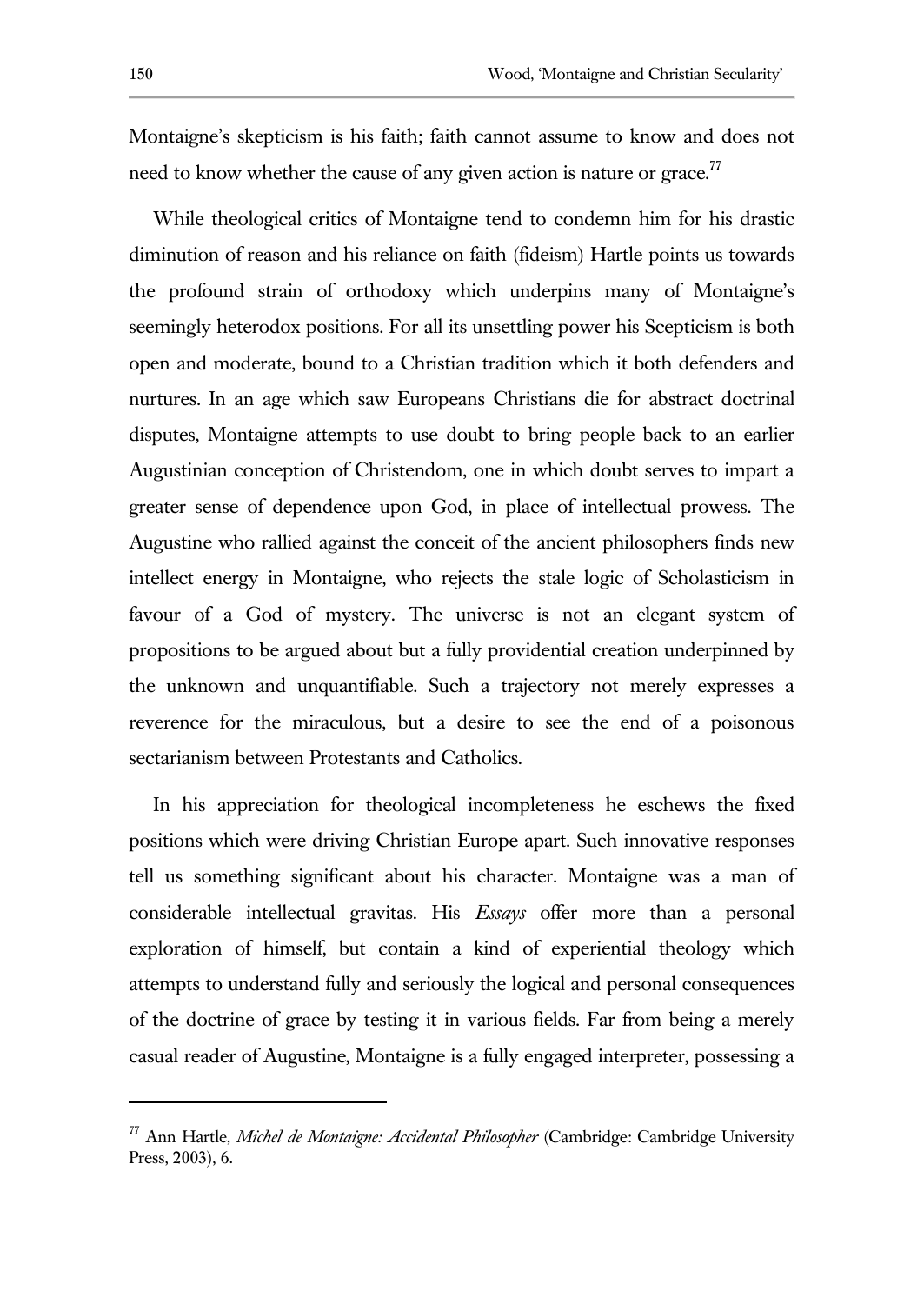Montaigne's skepticism is his faith; faith cannot assume to know and does not need to know whether the cause of any given action is nature or grace.[77]

While theological critics of Montaigne tend to condemn him for his drastic diminution of reason and his reliance on faith (fideism) Hartle points us towards the profound strain of orthodoxy which underpins many of Montaigne's seemingly heterodox positions. For all its unsettling power his Scepticism is both open and moderate, bound to a Christian tradition which it both defenders and nurtures. In an age which saw Europeans Christians die for abstract doctrinal disputes, Montaigne attempts to use doubt to bring people back to an earlier Augustinian conception of Christendom, one in which doubt serves to impart a greater sense of dependence upon God, in place of intellectual prowess. The Augustine who rallied against the conceit of the ancient philosophers finds new intellect energy in Montaigne, who rejects the stale logic of Scholasticism in favour of a God of mystery. The universe is not an elegant system of propositions to be argued about but a fully providential creation underpinned by the unknown and unquantifiable. Such a trajectory not merely expresses a reverence for the miraculous, but a desire to see the end of a poisonous sectarianism between Protestants and Catholics.

In his appreciation for theological incompleteness he eschews the fixed positions which were driving Christian Europe apart. Such innovative responses tell us something significant about his character. Montaigne was a man of considerable intellectual gravitas. His *Essays* offer more than a personal exploration of himself, but contain a kind of experiential theology which attempts to understand fully and seriously the logical and personal consequences of the doctrine of grace by testing it in various fields. Far from being a merely casual reader of Augustine, Montaigne is a fully engaged interpreter, possessing a

---

[77] Ann Hartle, *Michel de Montaigne: Accidental Philosopher* (Cambridge: Cambridge University Press, 2003), 6.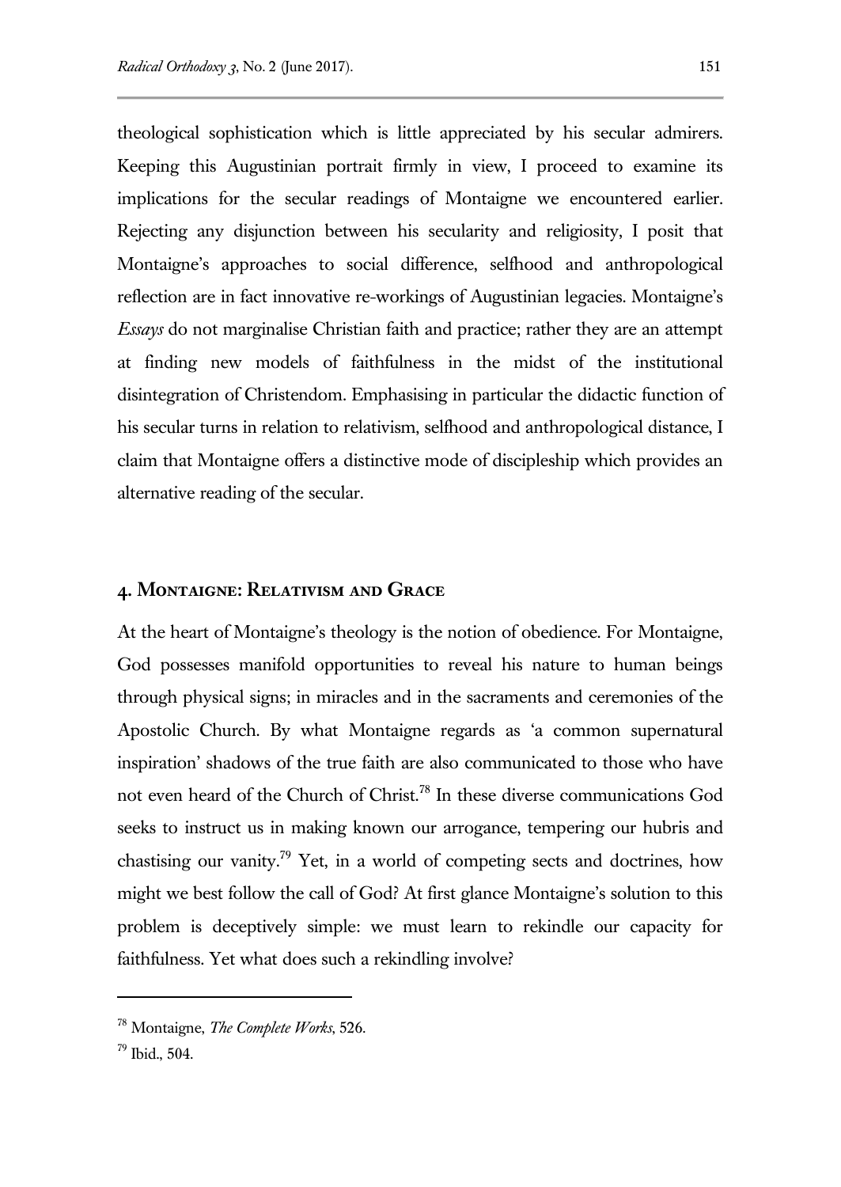theological sophistication which is little appreciated by his secular admirers. Keeping this Augustinian portrait firmly in view, I proceed to examine its implications for the secular readings of Montaigne we encountered earlier. Rejecting any disjunction between his secularity and religiosity, I posit that Montaigne's approaches to social difference, selfhood and anthropological reflection are in fact innovative re-workings of Augustinian legacies. Montaigne's *Essays* do not marginalise Christian faith and practice; rather they are an attempt at finding new models of faithfulness in the midst of the institutional disintegration of Christendom. Emphasising in particular the didactic function of his secular turns in relation to relativism, selfhood and anthropological distance, I claim that Montaigne offers a distinctive mode of discipleship which provides an alternative reading of the secular.

## 4. Montaigne: Relativism and Grace

At the heart of Montaigne's theology is the notion of obedience. For Montaigne, God possesses manifold opportunities to reveal his nature to human beings through physical signs; in miracles and in the sacraments and ceremonies of the Apostolic Church. By what Montaigne regards as 'a common supernatural inspiration' shadows of the true faith are also communicated to those who have not even heard of the Church of Christ.[78] In these diverse communications God seeks to instruct us in making known our arrogance, tempering our hubris and chastising our vanity.[79] Yet, in a world of competing sects and doctrines, how might we best follow the call of God? At first glance Montaigne's solution to this problem is deceptively simple: we must learn to rekindle our capacity for faithfulness. Yet what does such a rekindling involve?

---

[78] Montaigne, *The Complete Works*, 526.

[79] Ibid., 504.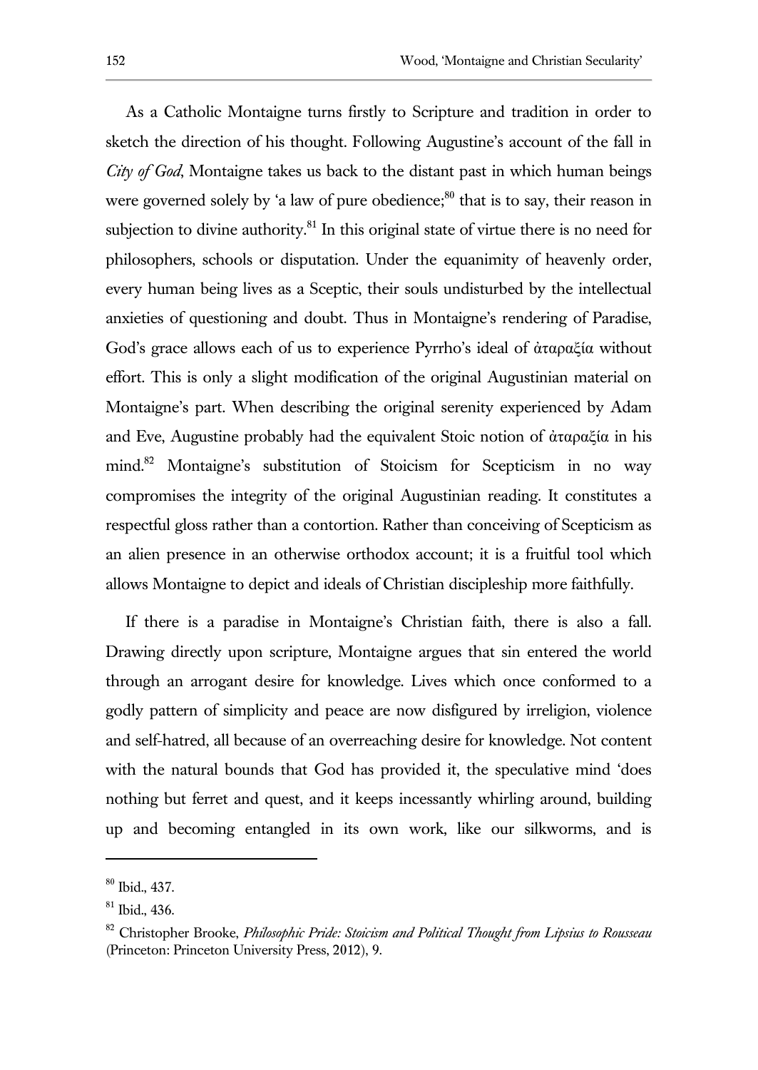As a Catholic Montaigne turns firstly to Scripture and tradition in order to sketch the direction of his thought. Following Augustine's account of the fall in *City of God*, Montaigne takes us back to the distant past in which human beings were governed solely by 'a law of pure obedience;[80] that is to say, their reason in subjection to divine authority.[81] In this original state of virtue there is no need for philosophers, schools or disputation. Under the equanimity of heavenly order, every human being lives as a Sceptic, their souls undisturbed by the intellectual anxieties of questioning and doubt. Thus in Montaigne's rendering of Paradise, God's grace allows each of us to experience Pyrrho's ideal of ἀταραξία without effort. This is only a slight modification of the original Augustinian material on Montaigne's part. When describing the original serenity experienced by Adam and Eve, Augustine probably had the equivalent Stoic notion of ἀταραξία in his mind.[82] Montaigne's substitution of Stoicism for Scepticism in no way compromises the integrity of the original Augustinian reading. It constitutes a respectful gloss rather than a contortion. Rather than conceiving of Scepticism as an alien presence in an otherwise orthodox account; it is a fruitful tool which allows Montaigne to depict and ideals of Christian discipleship more faithfully.

If there is a paradise in Montaigne's Christian faith, there is also a fall. Drawing directly upon scripture, Montaigne argues that sin entered the world through an arrogant desire for knowledge. Lives which once conformed to a godly pattern of simplicity and peace are now disfigured by irreligion, violence and self-hatred, all because of an overreaching desire for knowledge. Not content with the natural bounds that God has provided it, the speculative mind 'does nothing but ferret and quest, and it keeps incessantly whirling around, building up and becoming entangled in its own work, like our silkworms, and is

---

[80] Ibid., 437.

[81] Ibid., 436.

[82] Christopher Brooke, *Philosophic Pride: Stoicism and Political Thought from Lipsius to Rousseau* (Princeton: Princeton University Press, 2012), 9.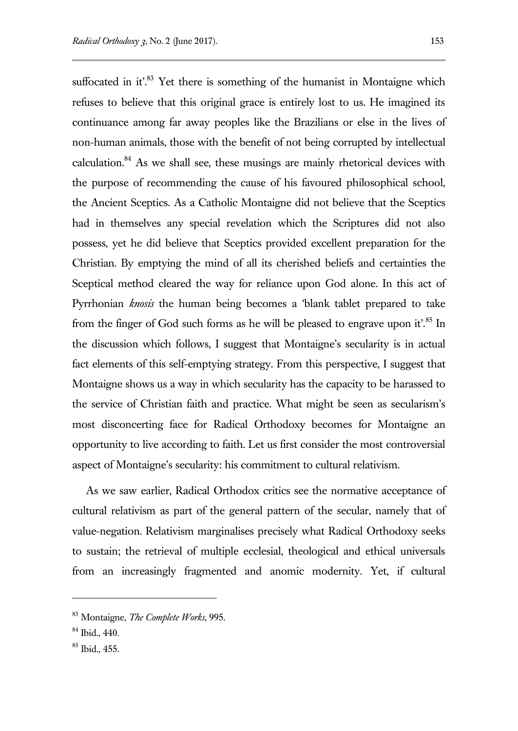suffocated in it'.[83] Yet there is something of the humanist in Montaigne which refuses to believe that this original grace is entirely lost to us. He imagined its continuance among far away peoples like the Brazilians or else in the lives of non-human animals, those with the benefit of not being corrupted by intellectual calculation.[84] As we shall see, these musings are mainly rhetorical devices with the purpose of recommending the cause of his favoured philosophical school, the Ancient Sceptics. As a Catholic Montaigne did not believe that the Sceptics had in themselves any special revelation which the Scriptures did not also possess, yet he did believe that Sceptics provided excellent preparation for the Christian. By emptying the mind of all its cherished beliefs and certainties the Sceptical method cleared the way for reliance upon God alone. In this act of Pyrrhonian *knosis* the human being becomes a 'blank tablet prepared to take from the finger of God such forms as he will be pleased to engrave upon it'.[85] In the discussion which follows, I suggest that Montaigne's secularity is in actual fact elements of this self-emptying strategy. From this perspective, I suggest that Montaigne shows us a way in which secularity has the capacity to be harassed to the service of Christian faith and practice. What might be seen as secularism's most disconcerting face for Radical Orthodoxy becomes for Montaigne an opportunity to live according to faith. Let us first consider the most controversial aspect of Montaigne's secularity: his commitment to cultural relativism.

As we saw earlier, Radical Orthodox critics see the normative acceptance of cultural relativism as part of the general pattern of the secular, namely that of value-negation. Relativism marginalises precisely what Radical Orthodoxy seeks to sustain; the retrieval of multiple ecclesial, theological and ethical universals from an increasingly fragmented and anomic modernity. Yet, if cultural

---

[83] Montaigne, *The Complete Works*, 995.

[84] Ibid., 440.

[85] Ibid., 455.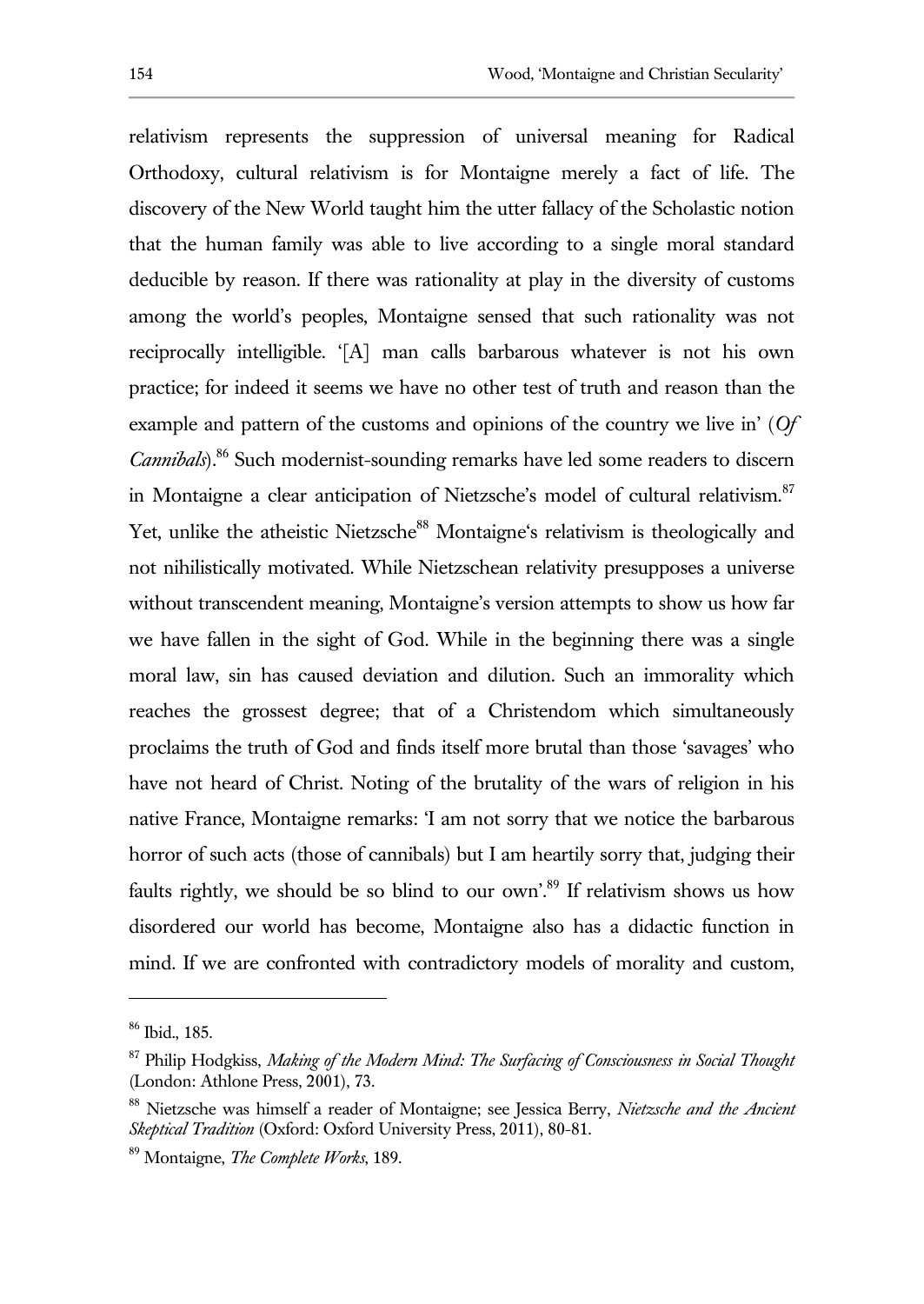relativism represents the suppression of universal meaning for Radical Orthodoxy, cultural relativism is for Montaigne merely a fact of life. The discovery of the New World taught him the utter fallacy of the Scholastic notion that the human family was able to live according to a single moral standard deducible by reason. If there was rationality at play in the diversity of customs among the world's peoples, Montaigne sensed that such rationality was not reciprocally intelligible. '[A] man calls barbarous whatever is not his own practice; for indeed it seems we have no other test of truth and reason than the example and pattern of the customs and opinions of the country we live in' (*Of Cannibals*).[86] Such modernist-sounding remarks have led some readers to discern in Montaigne a clear anticipation of Nietzsche's model of cultural relativism.[87] Yet, unlike the atheistic Nietzsche[88] Montaigne's relativism is theologically and not nihilistically motivated. While Nietzschean relativity presupposes a universe without transcendent meaning, Montaigne's version attempts to show us how far we have fallen in the sight of God. While in the beginning there was a single moral law, sin has caused deviation and dilution. Such an immorality which reaches the grossest degree; that of a Christendom which simultaneously proclaims the truth of God and finds itself more brutal than those 'savages' who have not heard of Christ. Noting of the brutality of the wars of religion in his native France, Montaigne remarks: 'I am not sorry that we notice the barbarous horror of such acts (those of cannibals) but I am heartily sorry that, judging their faults rightly, we should be so blind to our own'.[89] If relativism shows us how disordered our world has become, Montaigne also has a didactic function in mind. If we are confronted with contradictory models of morality and custom,

---

[86] Ibid., 185.

[87] Philip Hodgkiss, *Making of the Modern Mind: The Surfacing of Consciousness in Social Thought* (London: Athlone Press, 2001), 73.

[88] Nietzsche was himself a reader of Montaigne; see Jessica Berry, *Nietzsche and the Ancient Skeptical Tradition* (Oxford: Oxford University Press, 2011), 80-81.

[89] Montaigne, *The Complete Works*, 189.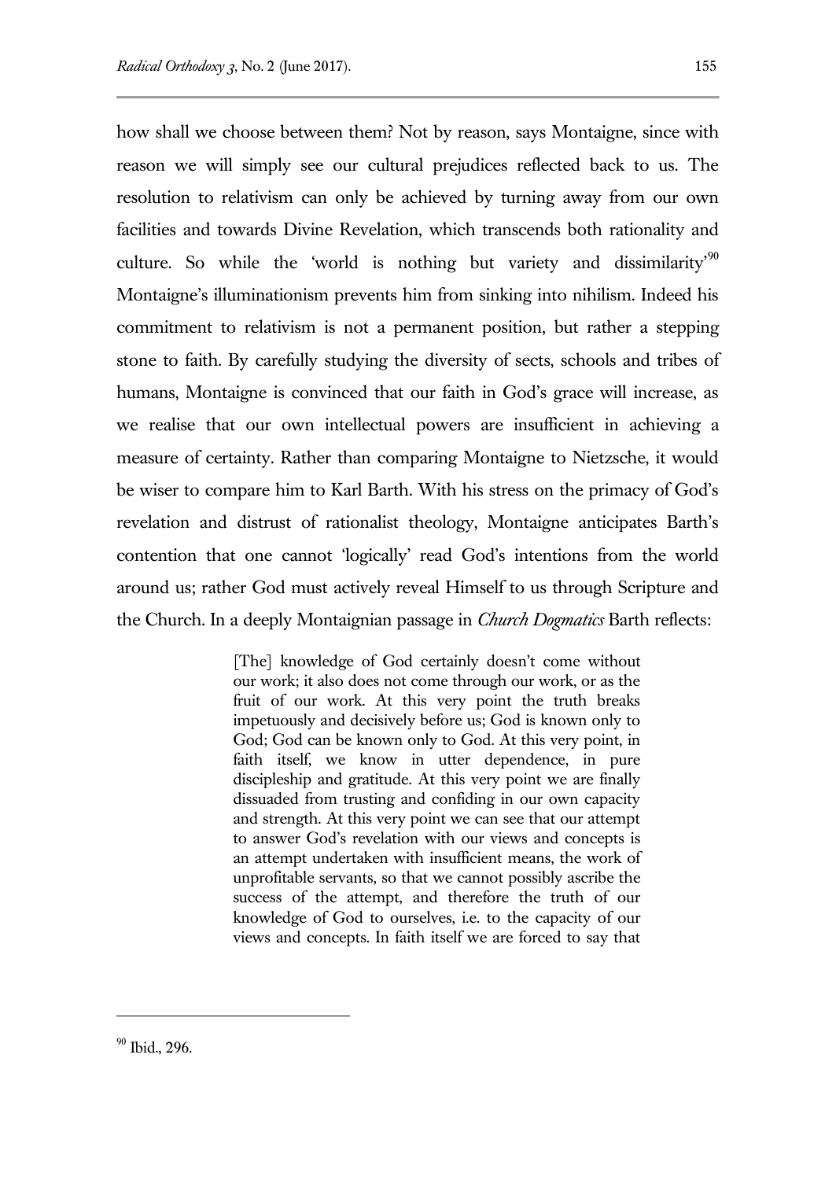how shall we choose between them? Not by reason, says Montaigne, since with reason we will simply see our cultural prejudices reflected back to us. The resolution to relativism can only be achieved by turning away from our own facilities and towards Divine Revelation, which transcends both rationality and culture. So while the 'world is nothing but variety and dissimilarity'[90] Montaigne's illuminationism prevents him from sinking into nihilism. Indeed his commitment to relativism is not a permanent position, but rather a stepping stone to faith. By carefully studying the diversity of sects, schools and tribes of humans, Montaigne is convinced that our faith in God's grace will increase, as we realise that our own intellectual powers are insufficient in achieving a measure of certainty. Rather than comparing Montaigne to Nietzsche, it would be wiser to compare him to Karl Barth. With his stress on the primacy of God's revelation and distrust of rationalist theology, Montaigne anticipates Barth's contention that one cannot 'logically' read God's intentions from the world around us; rather God must actively reveal Himself to us through Scripture and the Church. In a deeply Montaignian passage in *Church Dogmatics* Barth reflects:

> [The] knowledge of God certainly doesn't come without our work; it also does not come through our work, or as the fruit of our work. At this very point the truth breaks impetuously and decisively before us; God is known only to God; God can be known only to God. At this very point, in faith itself, we know in utter dependence, in pure discipleship and gratitude. At this very point we are finally dissuaded from trusting and confiding in our own capacity and strength. At this very point we can see that our attempt to answer God's revelation with our views and concepts is an attempt undertaken with insufficient means, the work of unprofitable servants, so that we cannot possibly ascribe the success of the attempt, and therefore the truth of our knowledge of God to ourselves, i.e. to the capacity of our views and concepts. In faith itself we are forced to say that

---

[90] Ibid., 296.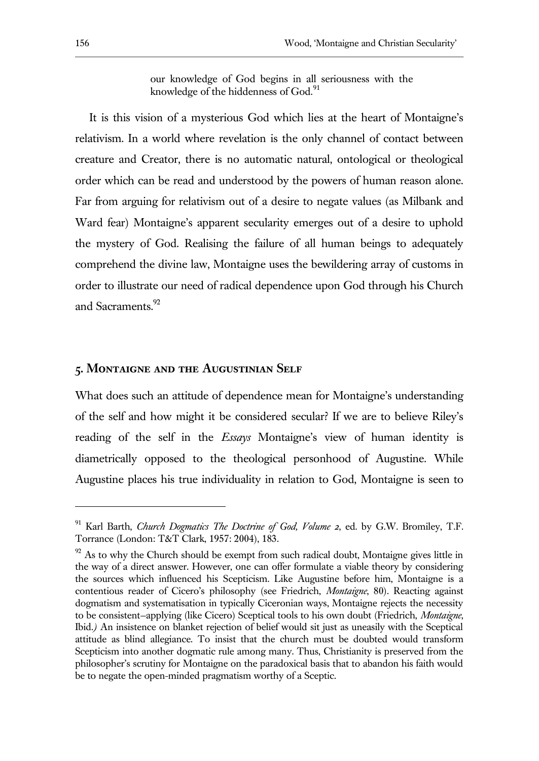> our knowledge of God begins in all seriousness with the knowledge of the hiddenness of God.[91]

It is this vision of a mysterious God which lies at the heart of Montaigne's relativism. In a world where revelation is the only channel of contact between creature and Creator, there is no automatic natural, ontological or theological order which can be read and understood by the powers of human reason alone. Far from arguing for relativism out of a desire to negate values (as Milbank and Ward fear) Montaigne's apparent secularity emerges out of a desire to uphold the mystery of God. Realising the failure of all human beings to adequately comprehend the divine law, Montaigne uses the bewildering array of customs in order to illustrate our need of radical dependence upon God through his Church and Sacraments.[92]

## 5. Montaigne and the Augustinian Self

What does such an attitude of dependence mean for Montaigne's understanding of the self and how might it be considered secular? If we are to believe Riley's reading of the self in the *Essays* Montaigne's view of human identity is diametrically opposed to the theological personhood of Augustine. While Augustine places his true individuality in relation to God, Montaigne is seen to

---

[91] Karl Barth, *Church Dogmatics The Doctrine of God, Volume 2*, ed. by G.W. Bromiley, T.F. Torrance (London: T&T Clark, 1957: 2004), 183.

[92] As to why the Church should be exempt from such radical doubt, Montaigne gives little in the way of a direct answer. However, one can offer formulate a viable theory by considering the sources which influenced his Scepticism. Like Augustine before him, Montaigne is a contentious reader of Cicero's philosophy (see Friedrich, *Montaigne*, 80). Reacting against dogmatism and systematisation in typically Ciceronian ways, Montaigne rejects the necessity to be consistent–applying (like Cicero) Sceptical tools to his own doubt (Friedrich, *Montaigne*, Ibid.) An insistence on blanket rejection of belief would sit just as uneasily with the Sceptical attitude as blind allegiance. To insist that the church must be doubted would transform Scepticism into another dogmatic rule among many. Thus, Christianity is preserved from the philosopher's scrutiny for Montaigne on the paradoxical basis that to abandon his faith would be to negate the open-minded pragmatism worthy of a Sceptic.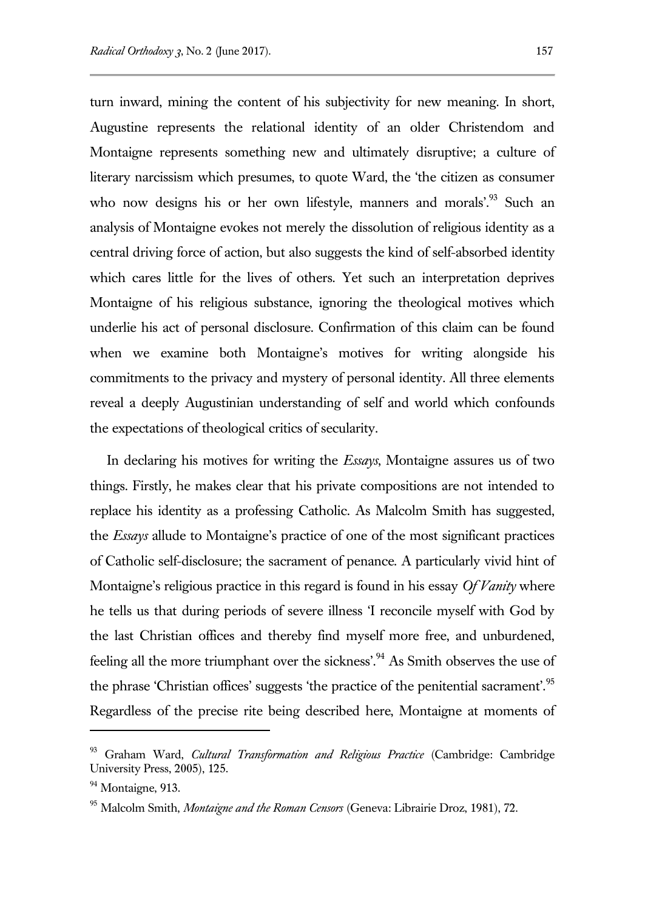turn inward, mining the content of his subjectivity for new meaning. In short, Augustine represents the relational identity of an older Christendom and Montaigne represents something new and ultimately disruptive; a culture of literary narcissism which presumes, to quote Ward, the 'the citizen as consumer who now designs his or her own lifestyle, manners and morals'.[93] Such an analysis of Montaigne evokes not merely the dissolution of religious identity as a central driving force of action, but also suggests the kind of self-absorbed identity which cares little for the lives of others. Yet such an interpretation deprives Montaigne of his religious substance, ignoring the theological motives which underlie his act of personal disclosure. Confirmation of this claim can be found when we examine both Montaigne's motives for writing alongside his commitments to the privacy and mystery of personal identity. All three elements reveal a deeply Augustinian understanding of self and world which confounds the expectations of theological critics of secularity.

In declaring his motives for writing the *Essays*, Montaigne assures us of two things. Firstly, he makes clear that his private compositions are not intended to replace his identity as a professing Catholic. As Malcolm Smith has suggested, the *Essays* allude to Montaigne's practice of one of the most significant practices of Catholic self-disclosure; the sacrament of penance. A particularly vivid hint of Montaigne's religious practice in this regard is found in his essay *Of Vanity* where he tells us that during periods of severe illness 'I reconcile myself with God by the last Christian offices and thereby find myself more free, and unburdened, feeling all the more triumphant over the sickness'.[94] As Smith observes the use of the phrase 'Christian offices' suggests 'the practice of the penitential sacrament'.[95] Regardless of the precise rite being described here, Montaigne at moments of

---

[93] Graham Ward, *Cultural Transformation and Religious Practice* (Cambridge: Cambridge University Press, 2005), 125.

[94] Montaigne, 913.

[95] Malcolm Smith, *Montaigne and the Roman Censors* (Geneva: Librairie Droz, 1981), 72.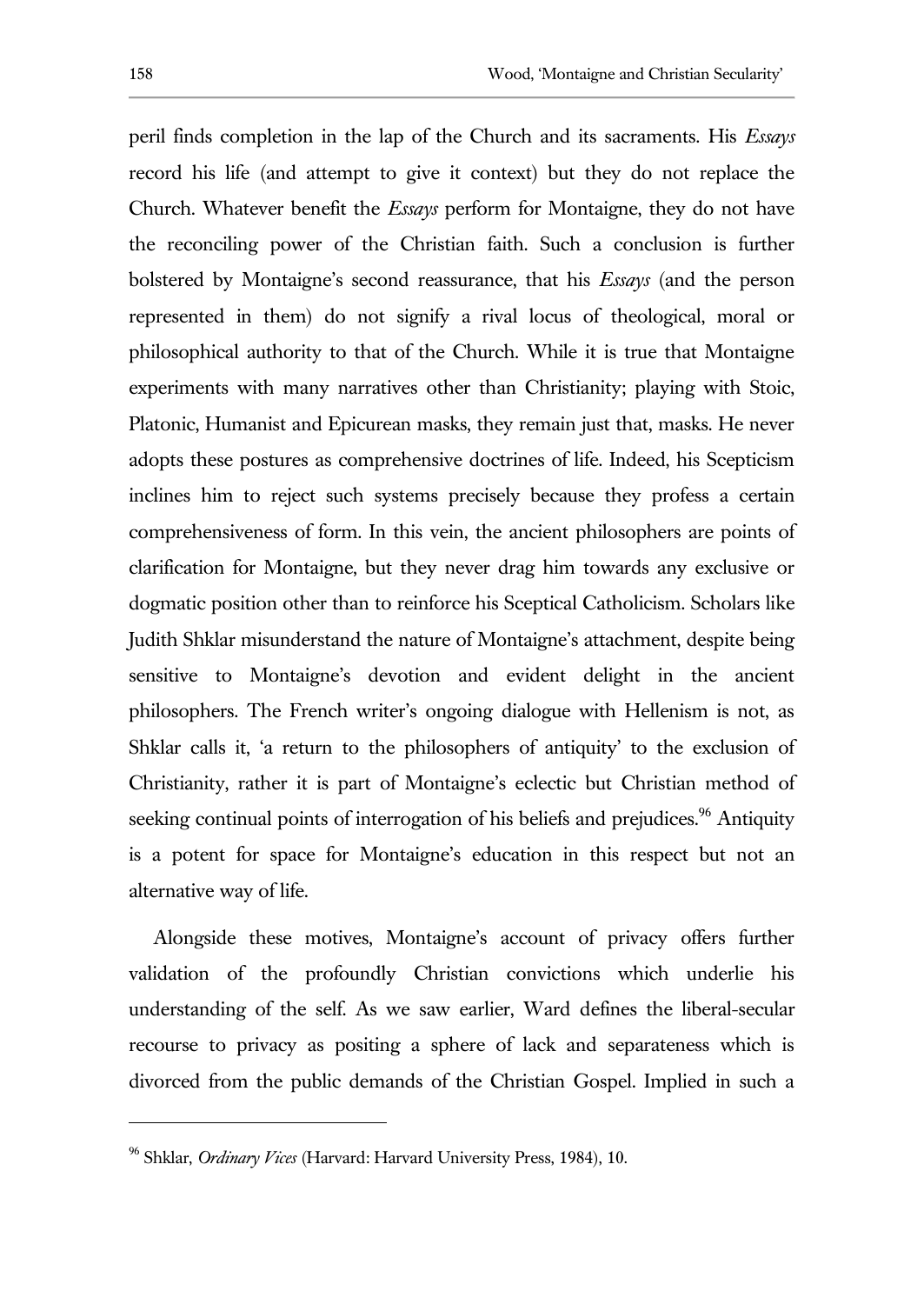peril finds completion in the lap of the Church and its sacraments. His *Essays* record his life (and attempt to give it context) but they do not replace the Church. Whatever benefit the *Essays* perform for Montaigne, they do not have the reconciling power of the Christian faith. Such a conclusion is further bolstered by Montaigne's second reassurance, that his *Essays* (and the person represented in them) do not signify a rival locus of theological, moral or philosophical authority to that of the Church. While it is true that Montaigne experiments with many narratives other than Christianity; playing with Stoic, Platonic, Humanist and Epicurean masks, they remain just that, masks. He never adopts these postures as comprehensive doctrines of life. Indeed, his Scepticism inclines him to reject such systems precisely because they profess a certain comprehensiveness of form. In this vein, the ancient philosophers are points of clarification for Montaigne, but they never drag him towards any exclusive or dogmatic position other than to reinforce his Sceptical Catholicism. Scholars like Judith Shklar misunderstand the nature of Montaigne's attachment, despite being sensitive to Montaigne's devotion and evident delight in the ancient philosophers. The French writer's ongoing dialogue with Hellenism is not, as Shklar calls it, 'a return to the philosophers of antiquity' to the exclusion of Christianity, rather it is part of Montaigne's eclectic but Christian method of seeking continual points of interrogation of his beliefs and prejudices.[96] Antiquity is a potent for space for Montaigne's education in this respect but not an alternative way of life.

Alongside these motives, Montaigne's account of privacy offers further validation of the profoundly Christian convictions which underlie his understanding of the self. As we saw earlier, Ward defines the liberal-secular recourse to privacy as positing a sphere of lack and separateness which is divorced from the public demands of the Christian Gospel. Implied in such a

---

[96] Shklar, *Ordinary Vices* (Harvard: Harvard University Press, 1984), 10.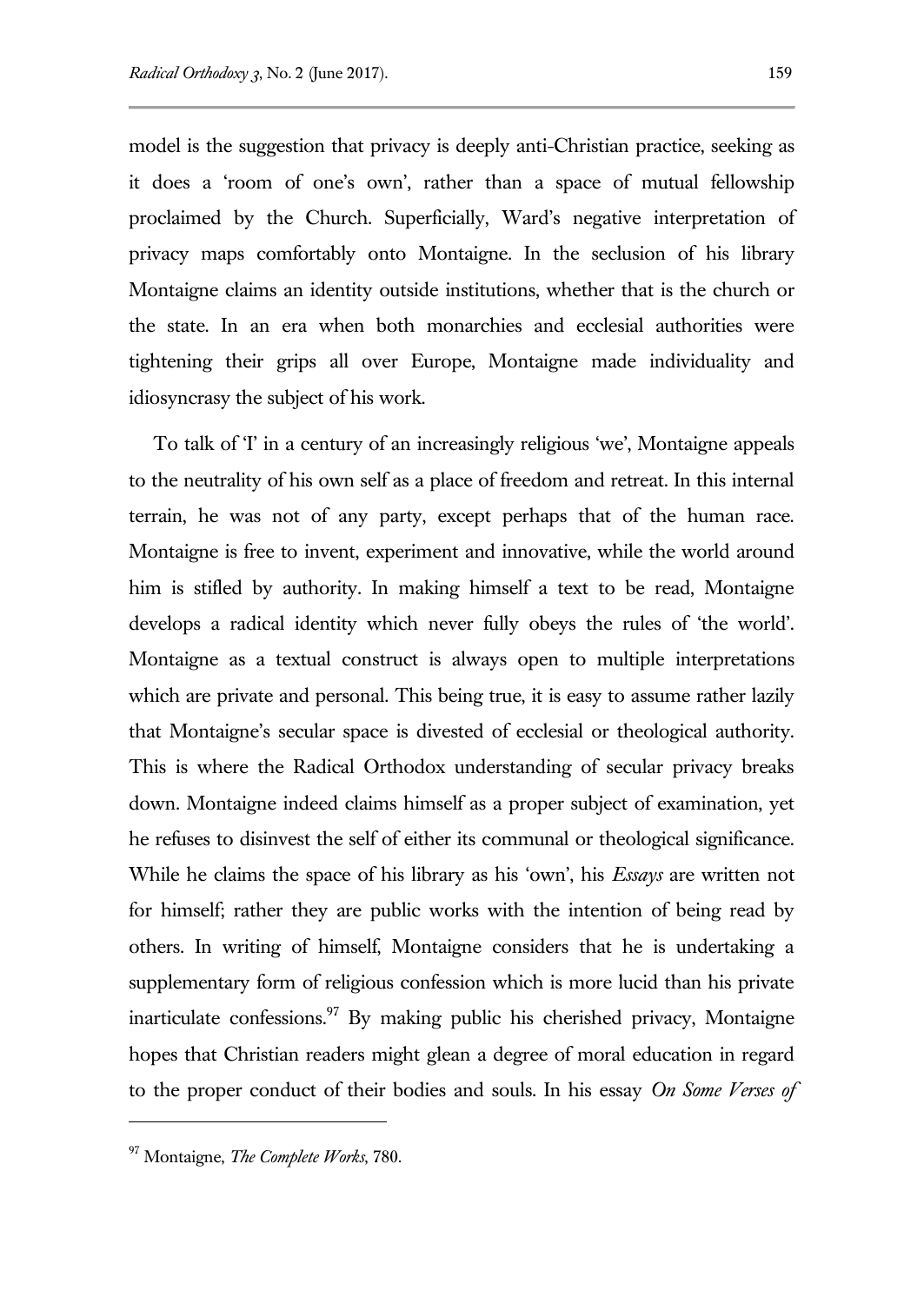model is the suggestion that privacy is deeply anti-Christian practice, seeking as it does a 'room of one's own', rather than a space of mutual fellowship proclaimed by the Church. Superficially, Ward's negative interpretation of privacy maps comfortably onto Montaigne. In the seclusion of his library Montaigne claims an identity outside institutions, whether that is the church or the state. In an era when both monarchies and ecclesial authorities were tightening their grips all over Europe, Montaigne made individuality and idiosyncrasy the subject of his work.

To talk of 'I' in a century of an increasingly religious 'we', Montaigne appeals to the neutrality of his own self as a place of freedom and retreat. In this internal terrain, he was not of any party, except perhaps that of the human race. Montaigne is free to invent, experiment and innovative, while the world around him is stifled by authority. In making himself a text to be read, Montaigne develops a radical identity which never fully obeys the rules of 'the world'. Montaigne as a textual construct is always open to multiple interpretations which are private and personal. This being true, it is easy to assume rather lazily that Montaigne's secular space is divested of ecclesial or theological authority. This is where the Radical Orthodox understanding of secular privacy breaks down. Montaigne indeed claims himself as a proper subject of examination, yet he refuses to disinvest the self of either its communal or theological significance. While he claims the space of his library as his 'own', his *Essays* are written not for himself; rather they are public works with the intention of being read by others. In writing of himself, Montaigne considers that he is undertaking a supplementary form of religious confession which is more lucid than his private inarticulate confessions.[97] By making public his cherished privacy, Montaigne hopes that Christian readers might glean a degree of moral education in regard to the proper conduct of their bodies and souls. In his essay *On Some Verses of*

[97] Montaigne, *The Complete Works*, 780.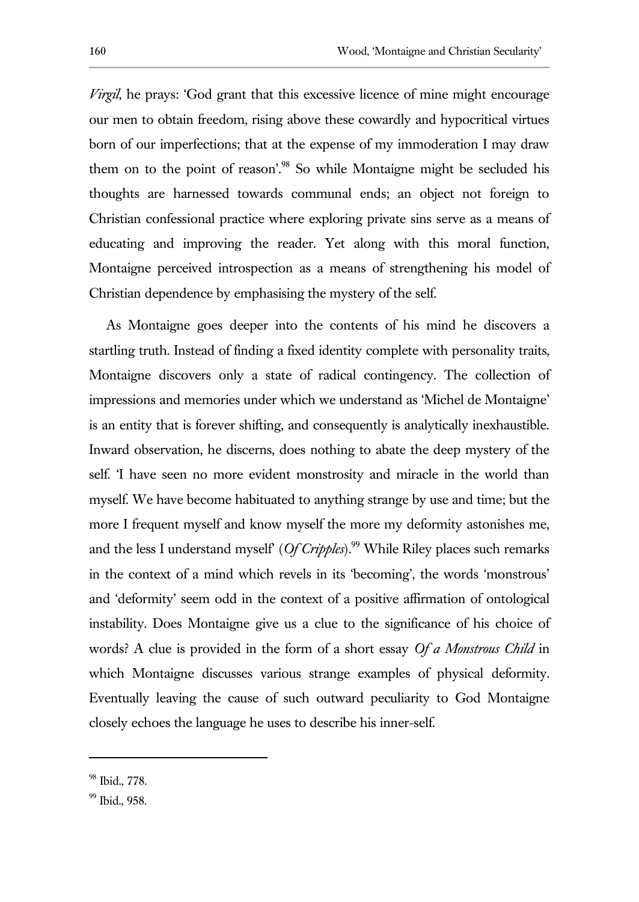*Virgil*, he prays: 'God grant that this excessive licence of mine might encourage our men to obtain freedom, rising above these cowardly and hypocritical virtues born of our imperfections; that at the expense of my immoderation I may draw them on to the point of reason'.[98] So while Montaigne might be secluded his thoughts are harnessed towards communal ends; an object not foreign to Christian confessional practice where exploring private sins serve as a means of educating and improving the reader. Yet along with this moral function, Montaigne perceived introspection as a means of strengthening his model of Christian dependence by emphasising the mystery of the self.

As Montaigne goes deeper into the contents of his mind he discovers a startling truth. Instead of finding a fixed identity complete with personality traits, Montaigne discovers only a state of radical contingency. The collection of impressions and memories under which we understand as 'Michel de Montaigne' is an entity that is forever shifting, and consequently is analytically inexhaustible. Inward observation, he discerns, does nothing to abate the deep mystery of the self. 'I have seen no more evident monstrosity and miracle in the world than myself. We have become habituated to anything strange by use and time; but the more I frequent myself and know myself the more my deformity astonishes me, and the less I understand myself' (*Of Cripples*).[99] While Riley places such remarks in the context of a mind which revels in its 'becoming', the words 'monstrous' and 'deformity' seem odd in the context of a positive affirmation of ontological instability. Does Montaigne give us a clue to the significance of his choice of words? A clue is provided in the form of a short essay *Of a Monstrous Child* in which Montaigne discusses various strange examples of physical deformity. Eventually leaving the cause of such outward peculiarity to God Montaigne closely echoes the language he uses to describe his inner-self.

---

[98] Ibid., 778.

[99] Ibid., 958.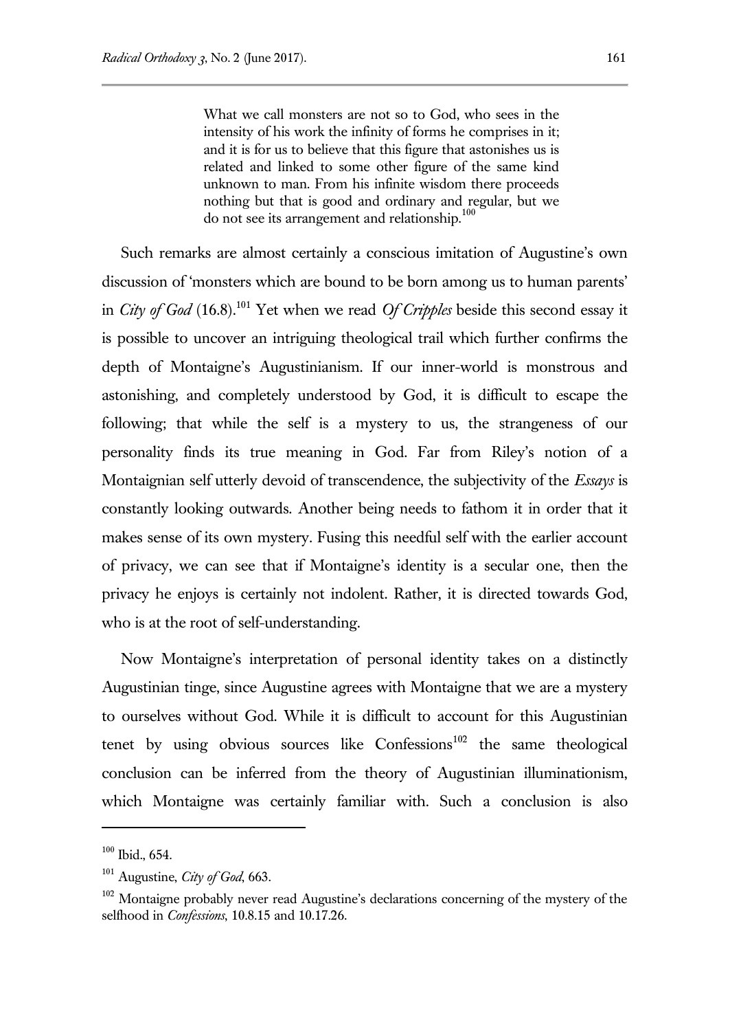> What we call monsters are not so to God, who sees in the intensity of his work the infinity of forms he comprises in it; and it is for us to believe that this figure that astonishes us is related and linked to some other figure of the same kind unknown to man. From his infinite wisdom there proceeds nothing but that is good and ordinary and regular, but we do not see its arrangement and relationship.[100]

Such remarks are almost certainly a conscious imitation of Augustine's own discussion of 'monsters which are bound to be born among us to human parents' in *City of God* (16.8).[101] Yet when we read *Of Cripples* beside this second essay it is possible to uncover an intriguing theological trail which further confirms the depth of Montaigne's Augustinianism. If our inner-world is monstrous and astonishing, and completely understood by God, it is difficult to escape the following; that while the self is a mystery to us, the strangeness of our personality finds its true meaning in God. Far from Riley's notion of a Montaignian self utterly devoid of transcendence, the subjectivity of the *Essays* is constantly looking outwards. Another being needs to fathom it in order that it makes sense of its own mystery. Fusing this needful self with the earlier account of privacy, we can see that if Montaigne's identity is a secular one, then the privacy he enjoys is certainly not indolent. Rather, it is directed towards God, who is at the root of self-understanding.

Now Montaigne's interpretation of personal identity takes on a distinctly Augustinian tinge, since Augustine agrees with Montaigne that we are a mystery to ourselves without God. While it is difficult to account for this Augustinian tenet by using obvious sources like Confessions[102] the same theological conclusion can be inferred from the theory of Augustinian illuminationism, which Montaigne was certainly familiar with. Such a conclusion is also

---

[100] Ibid., 654.

[101] Augustine, *City of God*, 663.

[102] Montaigne probably never read Augustine's declarations concerning of the mystery of the selfhood in *Confessions*, 10.8.15 and 10.17.26.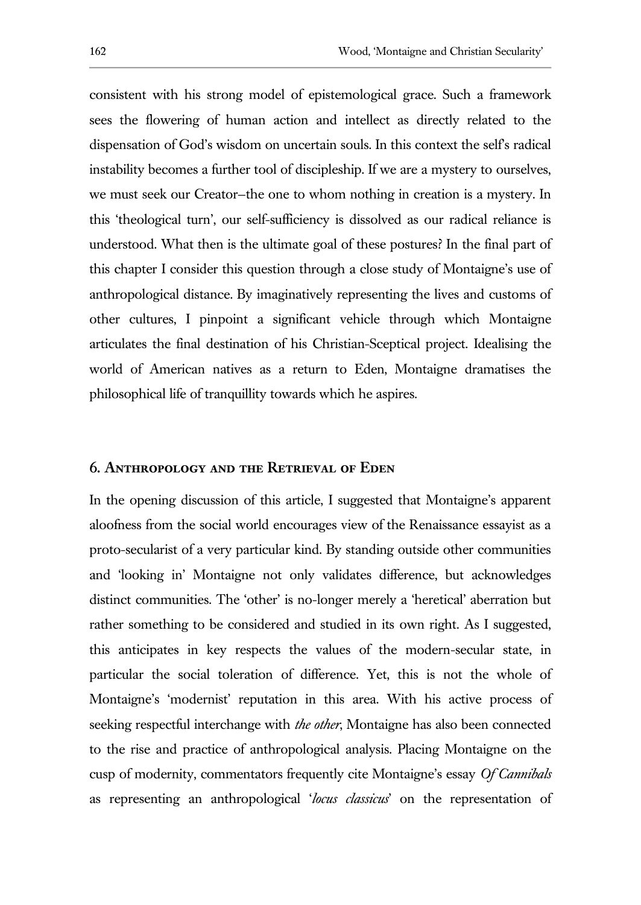consistent with his strong model of epistemological grace. Such a framework sees the flowering of human action and intellect as directly related to the dispensation of God's wisdom on uncertain souls. In this context the self's radical instability becomes a further tool of discipleship. If we are a mystery to ourselves, we must seek our Creator–the one to whom nothing in creation is a mystery. In this 'theological turn', our self-sufficiency is dissolved as our radical reliance is understood. What then is the ultimate goal of these postures? In the final part of this chapter I consider this question through a close study of Montaigne's use of anthropological distance. By imaginatively representing the lives and customs of other cultures, I pinpoint a significant vehicle through which Montaigne articulates the final destination of his Christian-Sceptical project. Idealising the world of American natives as a return to Eden, Montaigne dramatises the philosophical life of tranquillity towards which he aspires.

## 6. Anthropology and the Retrieval of Eden

In the opening discussion of this article, I suggested that Montaigne's apparent aloofness from the social world encourages view of the Renaissance essayist as a proto-secularist of a very particular kind. By standing outside other communities and 'looking in' Montaigne not only validates difference, but acknowledges distinct communities. The 'other' is no-longer merely a 'heretical' aberration but rather something to be considered and studied in its own right. As I suggested, this anticipates in key respects the values of the modern-secular state, in particular the social toleration of difference. Yet, this is not the whole of Montaigne's 'modernist' reputation in this area. With his active process of seeking respectful interchange with *the other*, Montaigne has also been connected to the rise and practice of anthropological analysis. Placing Montaigne on the cusp of modernity, commentators frequently cite Montaigne's essay *Of Cannibals* as representing an anthropological '*locus classicus*' on the representation of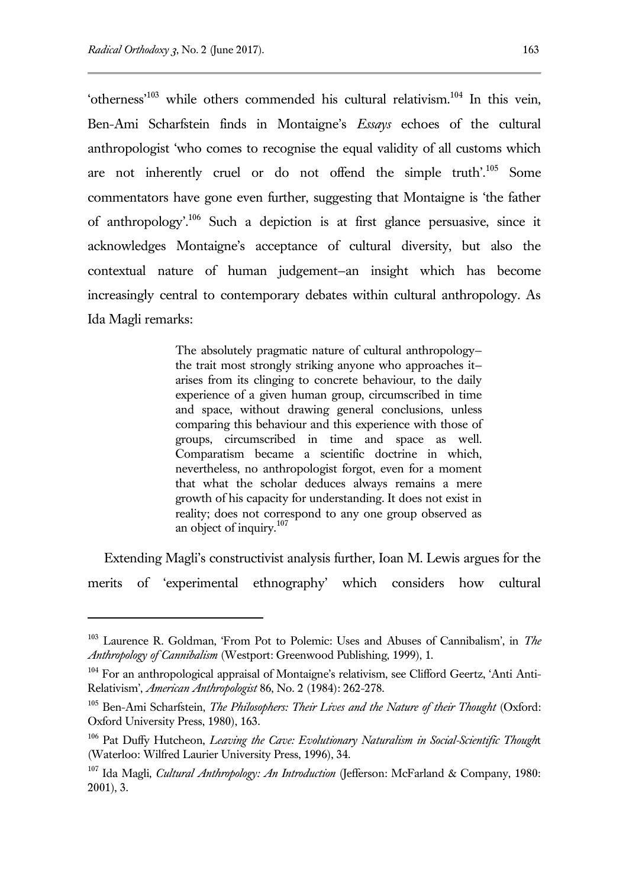'otherness'[103] while others commended his cultural relativism.[104] In this vein, Ben-Ami Scharfstein finds in Montaigne's *Essays* echoes of the cultural anthropologist 'who comes to recognise the equal validity of all customs which are not inherently cruel or do not offend the simple truth'.[105] Some commentators have gone even further, suggesting that Montaigne is 'the father of anthropology'.[106] Such a depiction is at first glance persuasive, since it acknowledges Montaigne's acceptance of cultural diversity, but also the contextual nature of human judgement—an insight which has become increasingly central to contemporary debates within cultural anthropology. As Ida Magli remarks:

> The absolutely pragmatic nature of cultural anthropology—the trait most strongly striking anyone who approaches it—arises from its clinging to concrete behaviour, to the daily experience of a given human group, circumscribed in time and space, without drawing general conclusions, unless comparing this behaviour and this experience with those of groups, circumscribed in time and space as well. Comparatism became a scientific doctrine in which, nevertheless, no anthropologist forgot, even for a moment that what the scholar deduces always remains a mere growth of his capacity for understanding. It does not exist in reality; does not correspond to any one group observed as an object of inquiry.[107]

Extending Magli's constructivist analysis further, Ioan M. Lewis argues for the merits of 'experimental ethnography' which considers how cultural

---

[103] Laurence R. Goldman, 'From Pot to Polemic: Uses and Abuses of Cannibalism', in *The Anthropology of Cannibalism* (Westport: Greenwood Publishing, 1999), 1.

[104] For an anthropological appraisal of Montaigne's relativism, see Clifford Geertz, 'Anti Anti-Relativism', *American Anthropologist* 86, No. 2 (1984): 262-278.

[105] Ben-Ami Scharfstein, *The Philosophers: Their Lives and the Nature of their Thought* (Oxford: Oxford University Press, 1980), 163.

[106] Pat Duffy Hutcheon, *Leaving the Cave: Evolutionary Naturalism in Social-Scientific Thought* (Waterloo: Wilfred Laurier University Press, 1996), 34.

[107] Ida Magli, *Cultural Anthropology: An Introduction* (Jefferson: McFarland & Company, 1980: 2001), 3.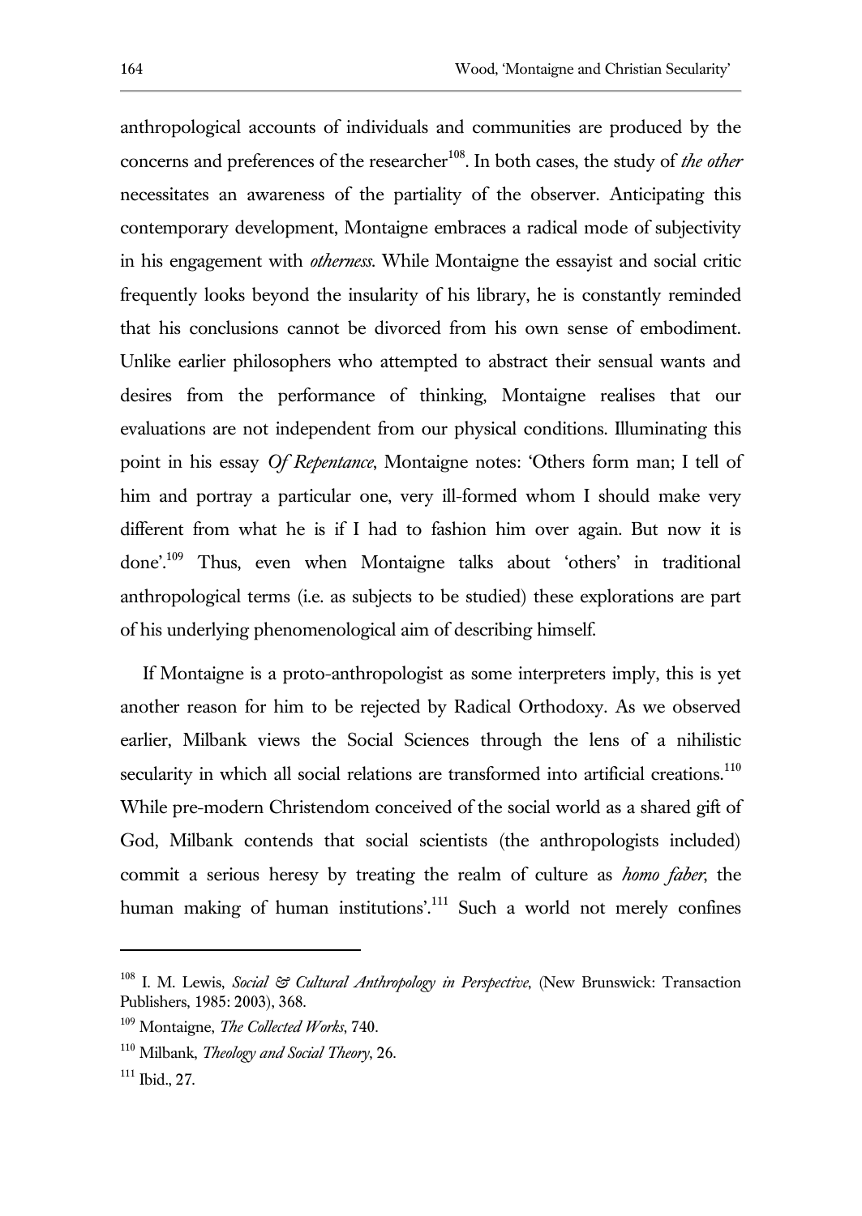anthropological accounts of individuals and communities are produced by the concerns and preferences of the researcher[108]. In both cases, the study of *the other* necessitates an awareness of the partiality of the observer. Anticipating this contemporary development, Montaigne embraces a radical mode of subjectivity in his engagement with *otherness*. While Montaigne the essayist and social critic frequently looks beyond the insularity of his library, he is constantly reminded that his conclusions cannot be divorced from his own sense of embodiment. Unlike earlier philosophers who attempted to abstract their sensual wants and desires from the performance of thinking, Montaigne realises that our evaluations are not independent from our physical conditions. Illuminating this point in his essay *Of Repentance*, Montaigne notes: 'Others form man; I tell of him and portray a particular one, very ill-formed whom I should make very different from what he is if I had to fashion him over again. But now it is done'.[109] Thus, even when Montaigne talks about 'others' in traditional anthropological terms (i.e. as subjects to be studied) these explorations are part of his underlying phenomenological aim of describing himself.

If Montaigne is a proto-anthropologist as some interpreters imply, this is yet another reason for him to be rejected by Radical Orthodoxy. As we observed earlier, Milbank views the Social Sciences through the lens of a nihilistic secularity in which all social relations are transformed into artificial creations.[110] While pre-modern Christendom conceived of the social world as a shared gift of God, Milbank contends that social scientists (the anthropologists included) commit a serious heresy by treating the realm of culture as *homo faber*, the human making of human institutions'.[111] Such a world not merely confines

---

[108] I. M. Lewis, *Social & Cultural Anthropology in Perspective*, (New Brunswick: Transaction Publishers, 1985: 2003), 368.

[109] Montaigne, *The Collected Works*, 740.

[110] Milbank, *Theology and Social Theory*, 26.

[111] Ibid., 27.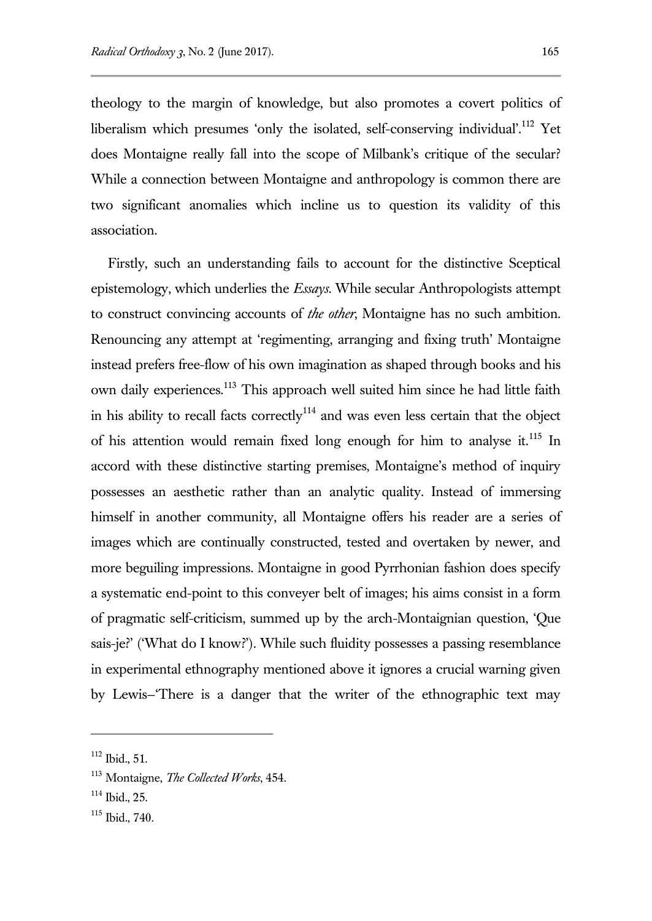theology to the margin of knowledge, but also promotes a covert politics of liberalism which presumes 'only the isolated, self-conserving individual'.[112] Yet does Montaigne really fall into the scope of Milbank's critique of the secular? While a connection between Montaigne and anthropology is common there are two significant anomalies which incline us to question its validity of this association.

Firstly, such an understanding fails to account for the distinctive Sceptical epistemology, which underlies the *Essays*. While secular Anthropologists attempt to construct convincing accounts of *the other*, Montaigne has no such ambition. Renouncing any attempt at 'regimenting, arranging and fixing truth' Montaigne instead prefers free-flow of his own imagination as shaped through books and his own daily experiences.[113] This approach well suited him since he had little faith in his ability to recall facts correctly[114] and was even less certain that the object of his attention would remain fixed long enough for him to analyse it.[115] In accord with these distinctive starting premises, Montaigne's method of inquiry possesses an aesthetic rather than an analytic quality. Instead of immersing himself in another community, all Montaigne offers his reader are a series of images which are continually constructed, tested and overtaken by newer, and more beguiling impressions. Montaigne in good Pyrrhonian fashion does specify a systematic end-point to this conveyer belt of images; his aims consist in a form of pragmatic self-criticism, summed up by the arch-Montaignian question, 'Que sais-je?' ('What do I know?'). While such fluidity possesses a passing resemblance in experimental ethnography mentioned above it ignores a crucial warning given by Lewis–'There is a danger that the writer of the ethnographic text may

---

[112] Ibid., 51.

[113] Montaigne, *The Collected Works*, 454.

[114] Ibid., 25.

[115] Ibid., 740.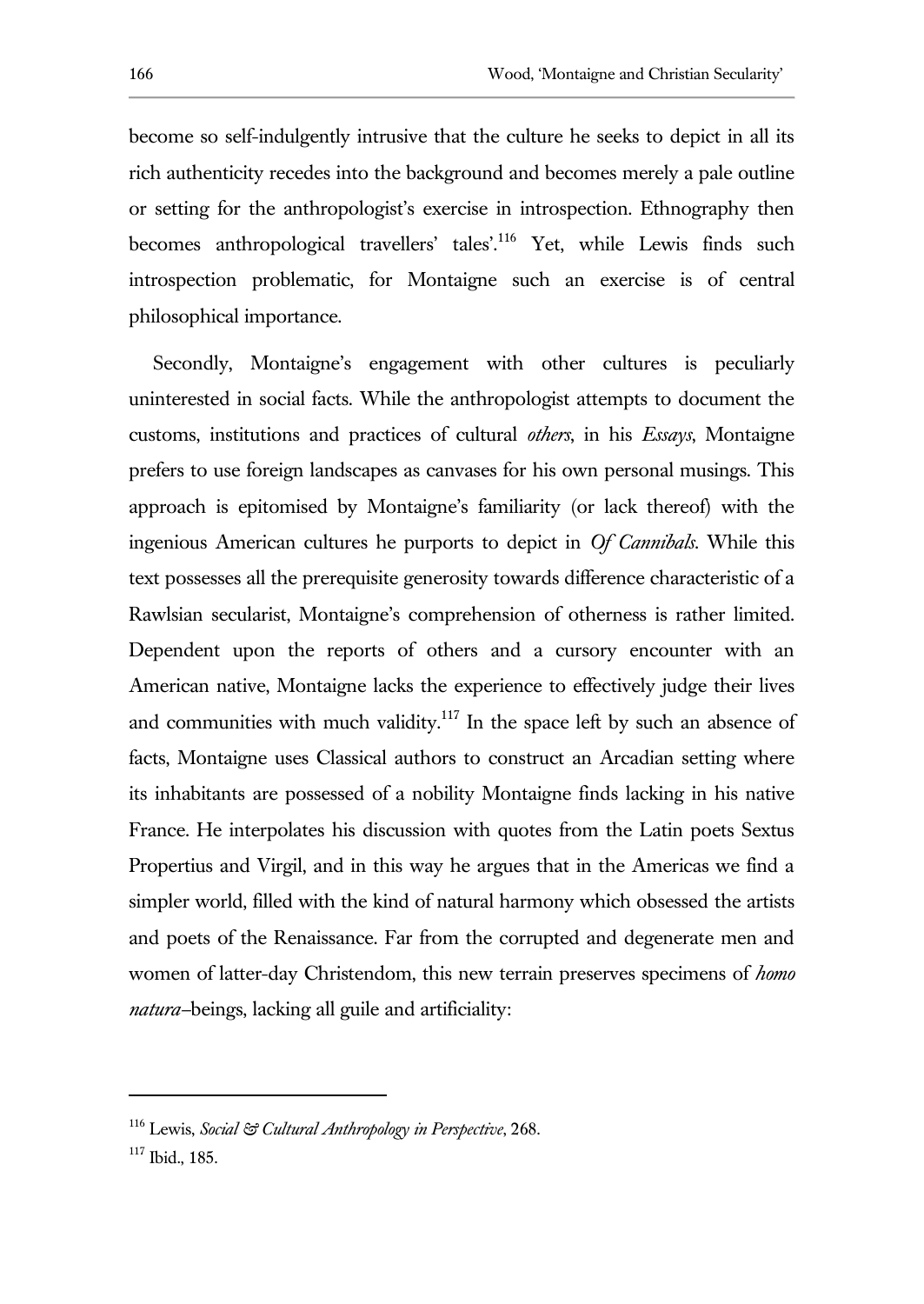become so self-indulgently intrusive that the culture he seeks to depict in all its rich authenticity recedes into the background and becomes merely a pale outline or setting for the anthropologist's exercise in introspection. Ethnography then becomes anthropological travellers' tales'.[116] Yet, while Lewis finds such introspection problematic, for Montaigne such an exercise is of central philosophical importance.

Secondly, Montaigne's engagement with other cultures is peculiarly uninterested in social facts. While the anthropologist attempts to document the customs, institutions and practices of cultural *others*, in his *Essays*, Montaigne prefers to use foreign landscapes as canvases for his own personal musings. This approach is epitomised by Montaigne's familiarity (or lack thereof) with the ingenious American cultures he purports to depict in *Of Cannibals*. While this text possesses all the prerequisite generosity towards difference characteristic of a Rawlsian secularist, Montaigne's comprehension of otherness is rather limited. Dependent upon the reports of others and a cursory encounter with an American native, Montaigne lacks the experience to effectively judge their lives and communities with much validity.[117] In the space left by such an absence of facts, Montaigne uses Classical authors to construct an Arcadian setting where its inhabitants are possessed of a nobility Montaigne finds lacking in his native France. He interpolates his discussion with quotes from the Latin poets Sextus Propertius and Virgil, and in this way he argues that in the Americas we find a simpler world, filled with the kind of natural harmony which obsessed the artists and poets of the Renaissance. Far from the corrupted and degenerate men and women of latter-day Christendom, this new terrain preserves specimens of *homo natura*–beings, lacking all guile and artificiality:

---

[116] Lewis, *Social & Cultural Anthropology in Perspective*, 268.

[117] Ibid., 185.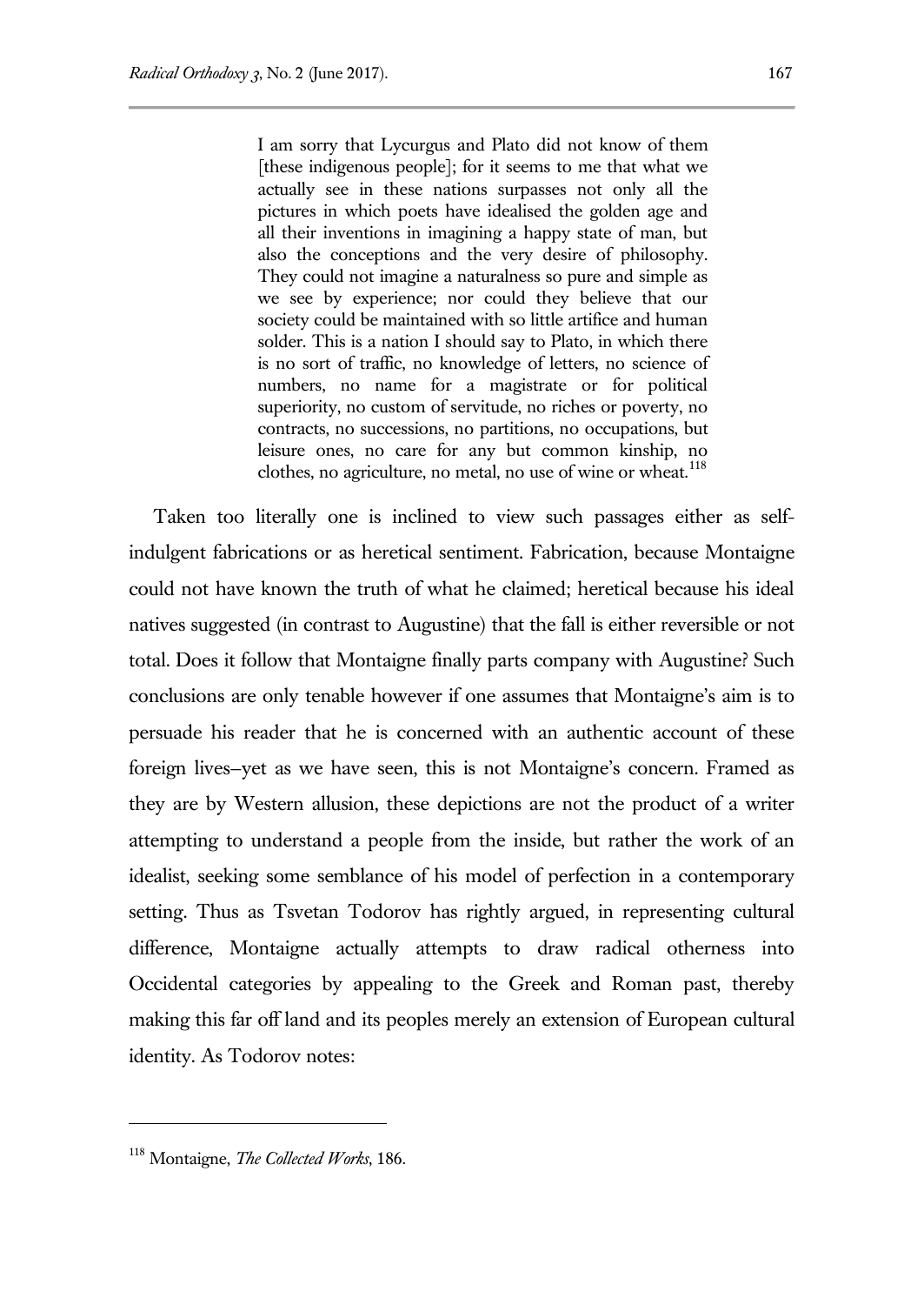> I am sorry that Lycurgus and Plato did not know of them [these indigenous people]; for it seems to me that what we actually see in these nations surpasses not only all the pictures in which poets have idealised the golden age and all their inventions in imagining a happy state of man, but also the conceptions and the very desire of philosophy. They could not imagine a naturalness so pure and simple as we see by experience; nor could they believe that our society could be maintained with so little artifice and human solder. This is a nation I should say to Plato, in which there is no sort of traffic, no knowledge of letters, no science of numbers, no name for a magistrate or for political superiority, no custom of servitude, no riches or poverty, no contracts, no successions, no partitions, no occupations, but leisure ones, no care for any but common kinship, no clothes, no agriculture, no metal, no use of wine or wheat.[118]

Taken too literally one is inclined to view such passages either as self-indulgent fabrications or as heretical sentiment. Fabrication, because Montaigne could not have known the truth of what he claimed; heretical because his ideal natives suggested (in contrast to Augustine) that the fall is either reversible or not total. Does it follow that Montaigne finally parts company with Augustine? Such conclusions are only tenable however if one assumes that Montaigne's aim is to persuade his reader that he is concerned with an authentic account of these foreign lives–yet as we have seen, this is not Montaigne's concern. Framed as they are by Western allusion, these depictions are not the product of a writer attempting to understand a people from the inside, but rather the work of an idealist, seeking some semblance of his model of perfection in a contemporary setting. Thus as Tsvetan Todorov has rightly argued, in representing cultural difference, Montaigne actually attempts to draw radical otherness into Occidental categories by appealing to the Greek and Roman past, thereby making this far off land and its peoples merely an extension of European cultural identity. As Todorov notes:

---

[118] Montaigne, *The Collected Works*, 186.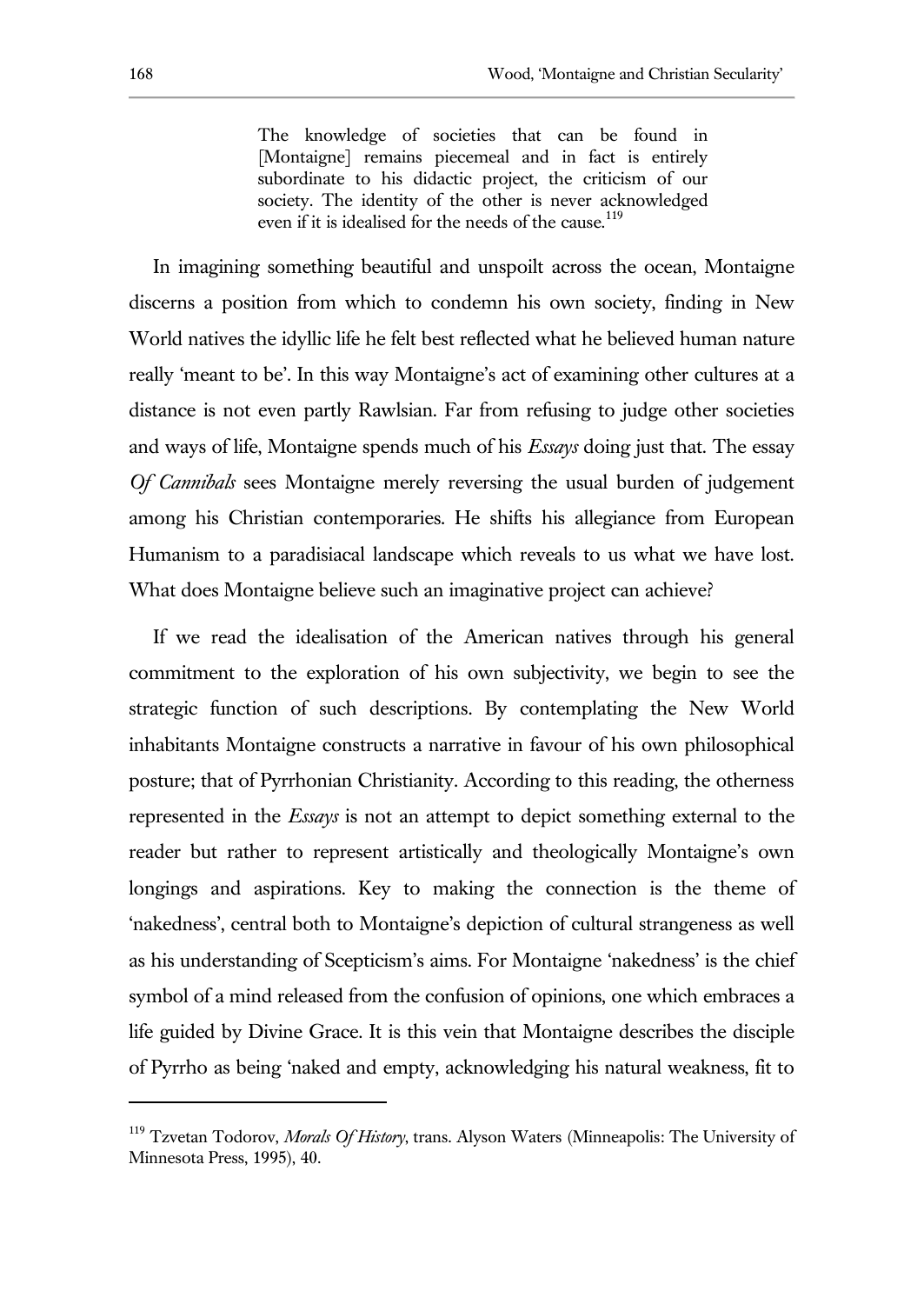> The knowledge of societies that can be found in [Montaigne] remains piecemeal and in fact is entirely subordinate to his didactic project, the criticism of our society. The identity of the other is never acknowledged even if it is idealised for the needs of the cause.[119]

In imagining something beautiful and unspoilt across the ocean, Montaigne discerns a position from which to condemn his own society, finding in New World natives the idyllic life he felt best reflected what he believed human nature really 'meant to be'. In this way Montaigne's act of examining other cultures at a distance is not even partly Rawlsian. Far from refusing to judge other societies and ways of life, Montaigne spends much of his *Essays* doing just that. The essay *Of Cannibals* sees Montaigne merely reversing the usual burden of judgement among his Christian contemporaries. He shifts his allegiance from European Humanism to a paradisiacal landscape which reveals to us what we have lost. What does Montaigne believe such an imaginative project can achieve?

If we read the idealisation of the American natives through his general commitment to the exploration of his own subjectivity, we begin to see the strategic function of such descriptions. By contemplating the New World inhabitants Montaigne constructs a narrative in favour of his own philosophical posture; that of Pyrrhonian Christianity. According to this reading, the otherness represented in the *Essays* is not an attempt to depict something external to the reader but rather to represent artistically and theologically Montaigne's own longings and aspirations. Key to making the connection is the theme of 'nakedness', central both to Montaigne's depiction of cultural strangeness as well as his understanding of Scepticism's aims. For Montaigne 'nakedness' is the chief symbol of a mind released from the confusion of opinions, one which embraces a life guided by Divine Grace. It is this vein that Montaigne describes the disciple of Pyrrho as being 'naked and empty, acknowledging his natural weakness, fit to

---

[119] Tzvetan Todorov, *Morals Of History*, trans. Alyson Waters (Minneapolis: The University of Minnesota Press, 1995), 40.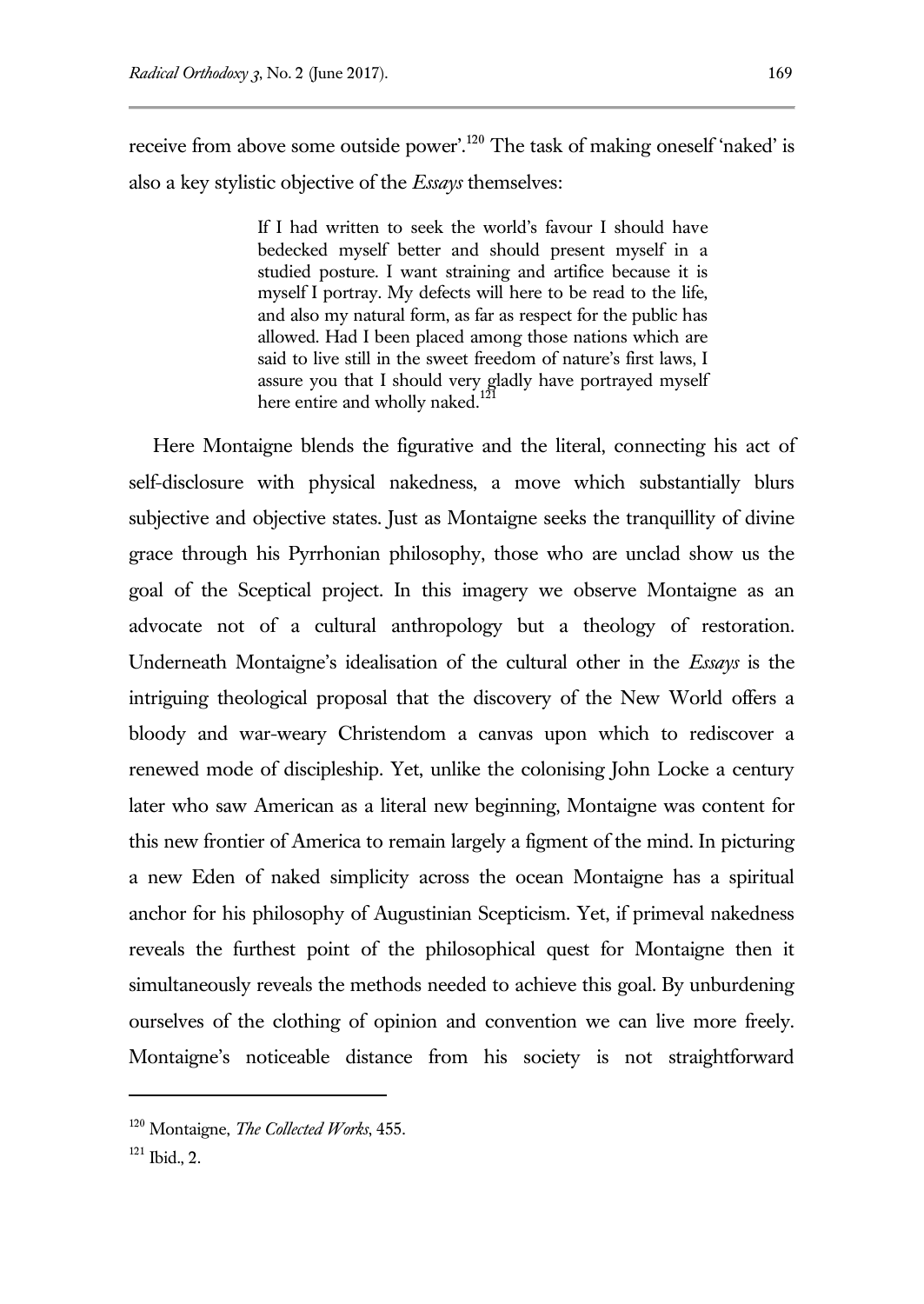receive from above some outside power'.[120] The task of making oneself 'naked' is also a key stylistic objective of the *Essays* themselves:

> If I had written to seek the world's favour I should have bedecked myself better and should present myself in a studied posture. I want straining and artifice because it is myself I portray. My defects will here to be read to the life, and also my natural form, as far as respect for the public has allowed. Had I been placed among those nations which are said to live still in the sweet freedom of nature's first laws, I assure you that I should very gladly have portrayed myself here entire and wholly naked.[121]

Here Montaigne blends the figurative and the literal, connecting his act of self-disclosure with physical nakedness, a move which substantially blurs subjective and objective states. Just as Montaigne seeks the tranquillity of divine grace through his Pyrrhonian philosophy, those who are unclad show us the goal of the Sceptical project. In this imagery we observe Montaigne as an advocate not of a cultural anthropology but a theology of restoration. Underneath Montaigne's idealisation of the cultural other in the *Essays* is the intriguing theological proposal that the discovery of the New World offers a bloody and war-weary Christendom a canvas upon which to rediscover a renewed mode of discipleship. Yet, unlike the colonising John Locke a century later who saw American as a literal new beginning, Montaigne was content for this new frontier of America to remain largely a figment of the mind. In picturing a new Eden of naked simplicity across the ocean Montaigne has a spiritual anchor for his philosophy of Augustinian Scepticism. Yet, if primeval nakedness reveals the furthest point of the philosophical quest for Montaigne then it simultaneously reveals the methods needed to achieve this goal. By unburdening ourselves of the clothing of opinion and convention we can live more freely. Montaigne's noticeable distance from his society is not straightforward

---

[120] Montaigne, *The Collected Works*, 455.

[121] Ibid., 2.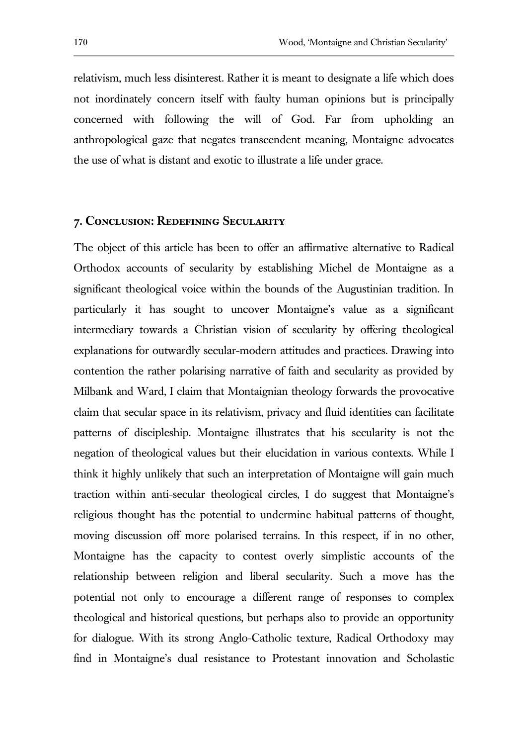relativism, much less disinterest. Rather it is meant to designate a life which does not inordinately concern itself with faulty human opinions but is principally concerned with following the will of God. Far from upholding an anthropological gaze that negates transcendent meaning, Montaigne advocates the use of what is distant and exotic to illustrate a life under grace.

## 7. Conclusion: Redefining Secularity

The object of this article has been to offer an affirmative alternative to Radical Orthodox accounts of secularity by establishing Michel de Montaigne as a significant theological voice within the bounds of the Augustinian tradition. In particularly it has sought to uncover Montaigne's value as a significant intermediary towards a Christian vision of secularity by offering theological explanations for outwardly secular-modern attitudes and practices. Drawing into contention the rather polarising narrative of faith and secularity as provided by Milbank and Ward, I claim that Montaignian theology forwards the provocative claim that secular space in its relativism, privacy and fluid identities can facilitate patterns of discipleship. Montaigne illustrates that his secularity is not the negation of theological values but their elucidation in various contexts. While I think it highly unlikely that such an interpretation of Montaigne will gain much traction within anti-secular theological circles, I do suggest that Montaigne's religious thought has the potential to undermine habitual patterns of thought, moving discussion off more polarised terrains. In this respect, if in no other, Montaigne has the capacity to contest overly simplistic accounts of the relationship between religion and liberal secularity. Such a move has the potential not only to encourage a different range of responses to complex theological and historical questions, but perhaps also to provide an opportunity for dialogue. With its strong Anglo-Catholic texture, Radical Orthodoxy may find in Montaigne's dual resistance to Protestant innovation and Scholastic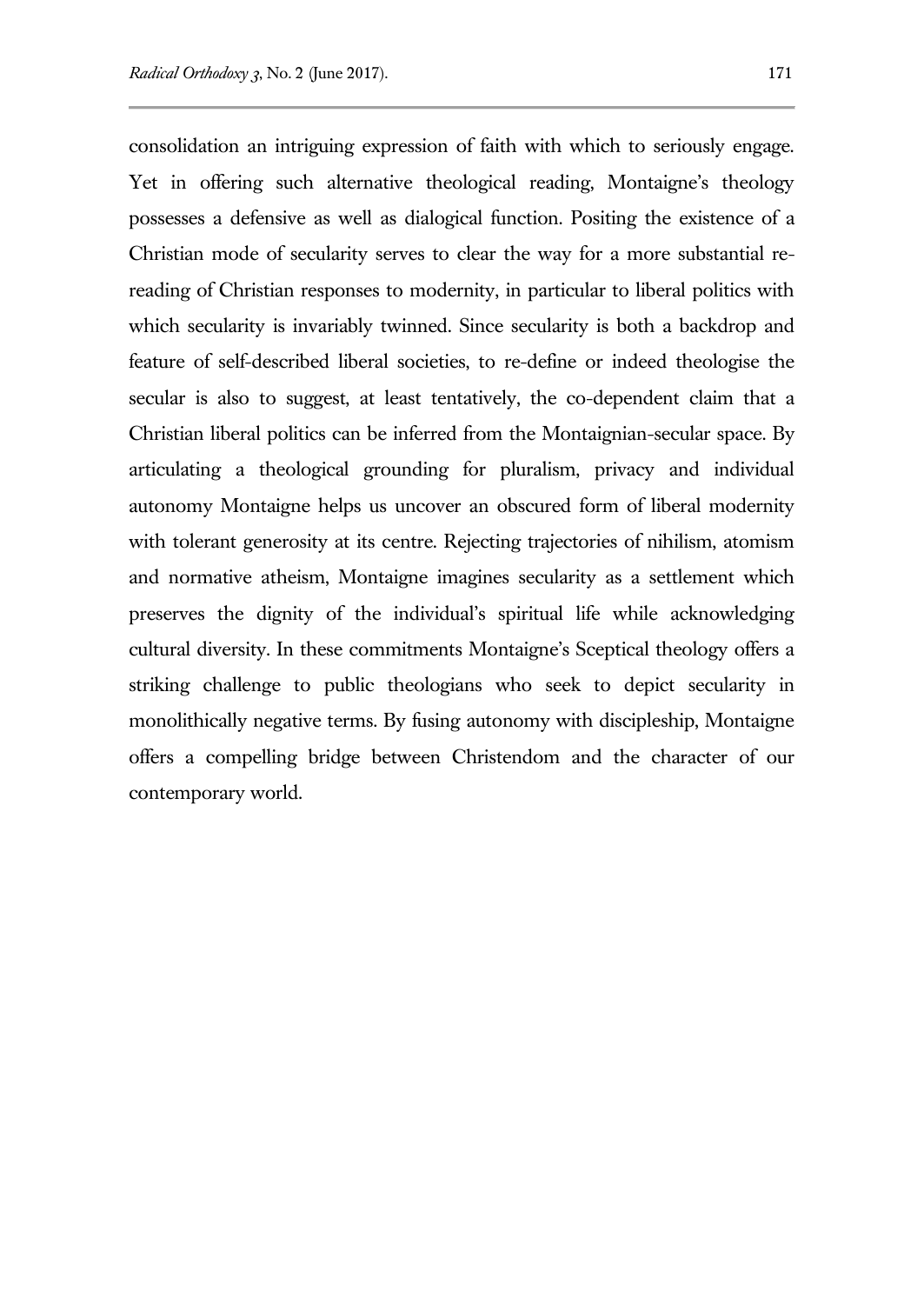consolidation an intriguing expression of faith with which to seriously engage. Yet in offering such alternative theological reading, Montaigne's theology possesses a defensive as well as dialogical function. Positing the existence of a Christian mode of secularity serves to clear the way for a more substantial re-reading of Christian responses to modernity, in particular to liberal politics with which secularity is invariably twinned. Since secularity is both a backdrop and feature of self-described liberal societies, to re-define or indeed theologise the secular is also to suggest, at least tentatively, the co-dependent claim that a Christian liberal politics can be inferred from the Montaignian-secular space. By articulating a theological grounding for pluralism, privacy and individual autonomy Montaigne helps us uncover an obscured form of liberal modernity with tolerant generosity at its centre. Rejecting trajectories of nihilism, atomism and normative atheism, Montaigne imagines secularity as a settlement which preserves the dignity of the individual's spiritual life while acknowledging cultural diversity. In these commitments Montaigne's Sceptical theology offers a striking challenge to public theologians who seek to depict secularity in monolithically negative terms. By fusing autonomy with discipleship, Montaigne offers a compelling bridge between Christendom and the character of our contemporary world.